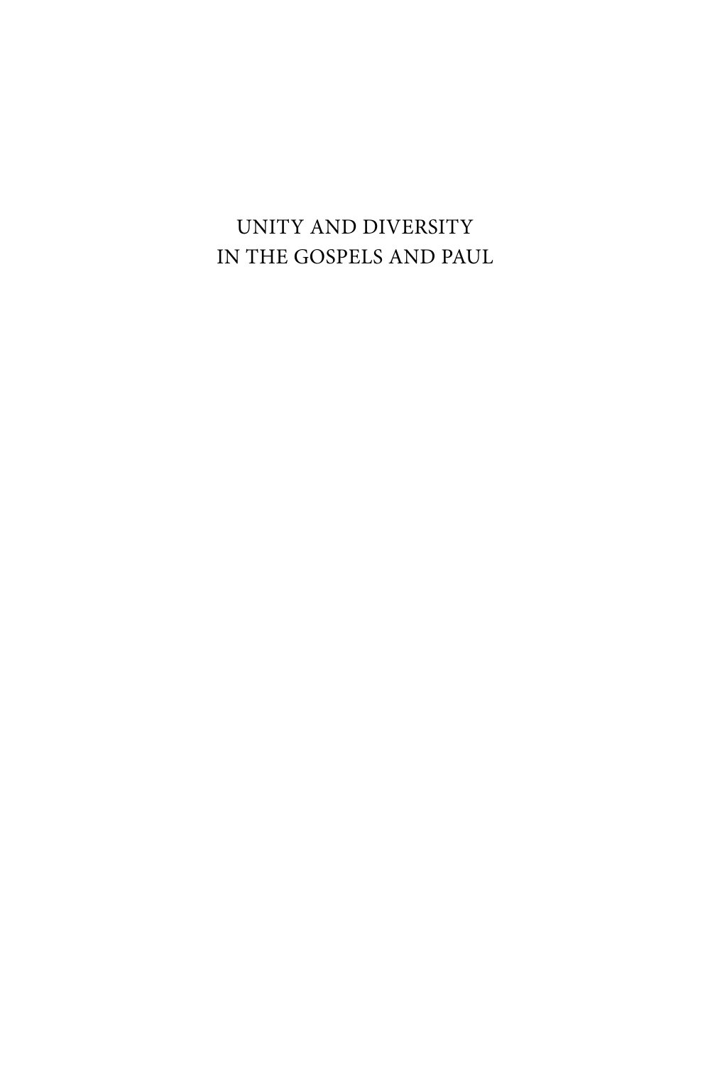# UNITY AND DIVERSITY IN THE GOSPELS AND PAUL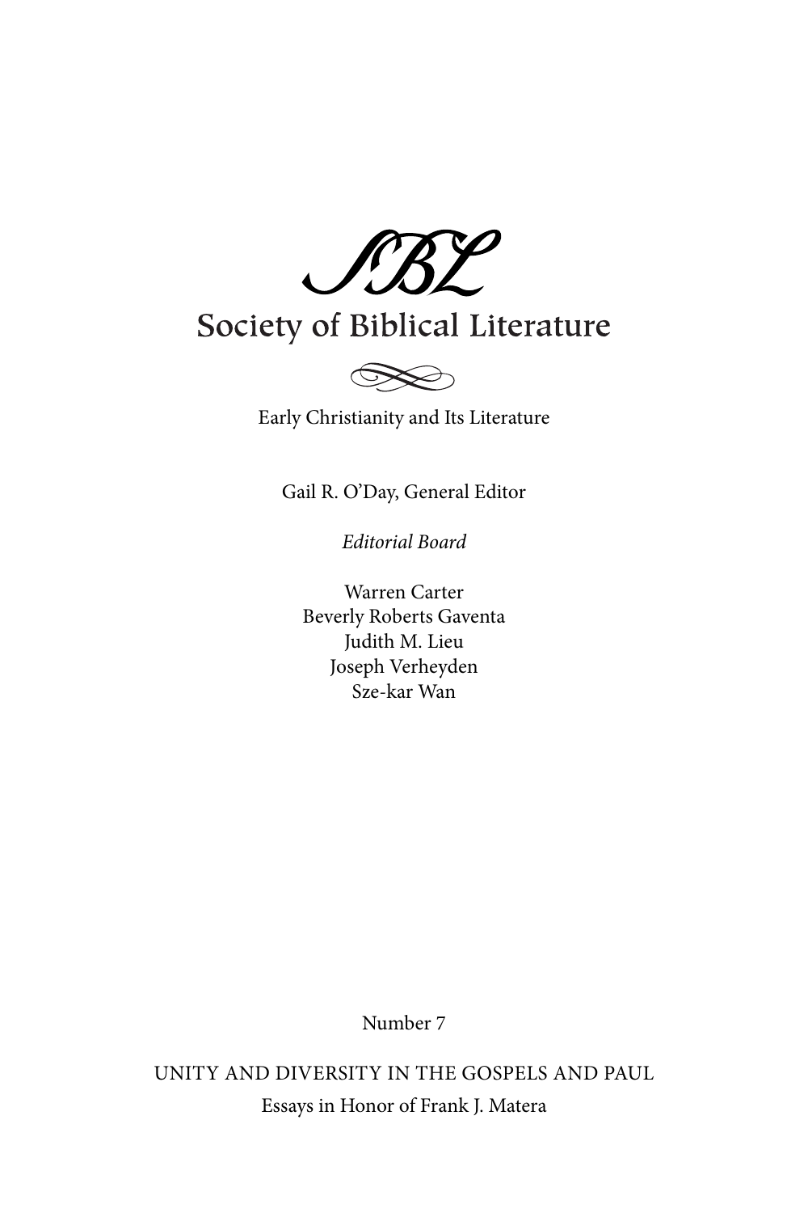SBL

Society of Biblical Literature

Early Christianity and Its Literature

Gail R. O'Day, General Editor

*Editorial Board*

Warren Carter
Beverly Roberts Gaventa
Judith M. Lieu
Joseph Verheyden
Sze-kar Wan

Number 7

UNITY AND DIVERSITY IN THE GOSPELS AND PAUL

Essays in Honor of Frank J. Matera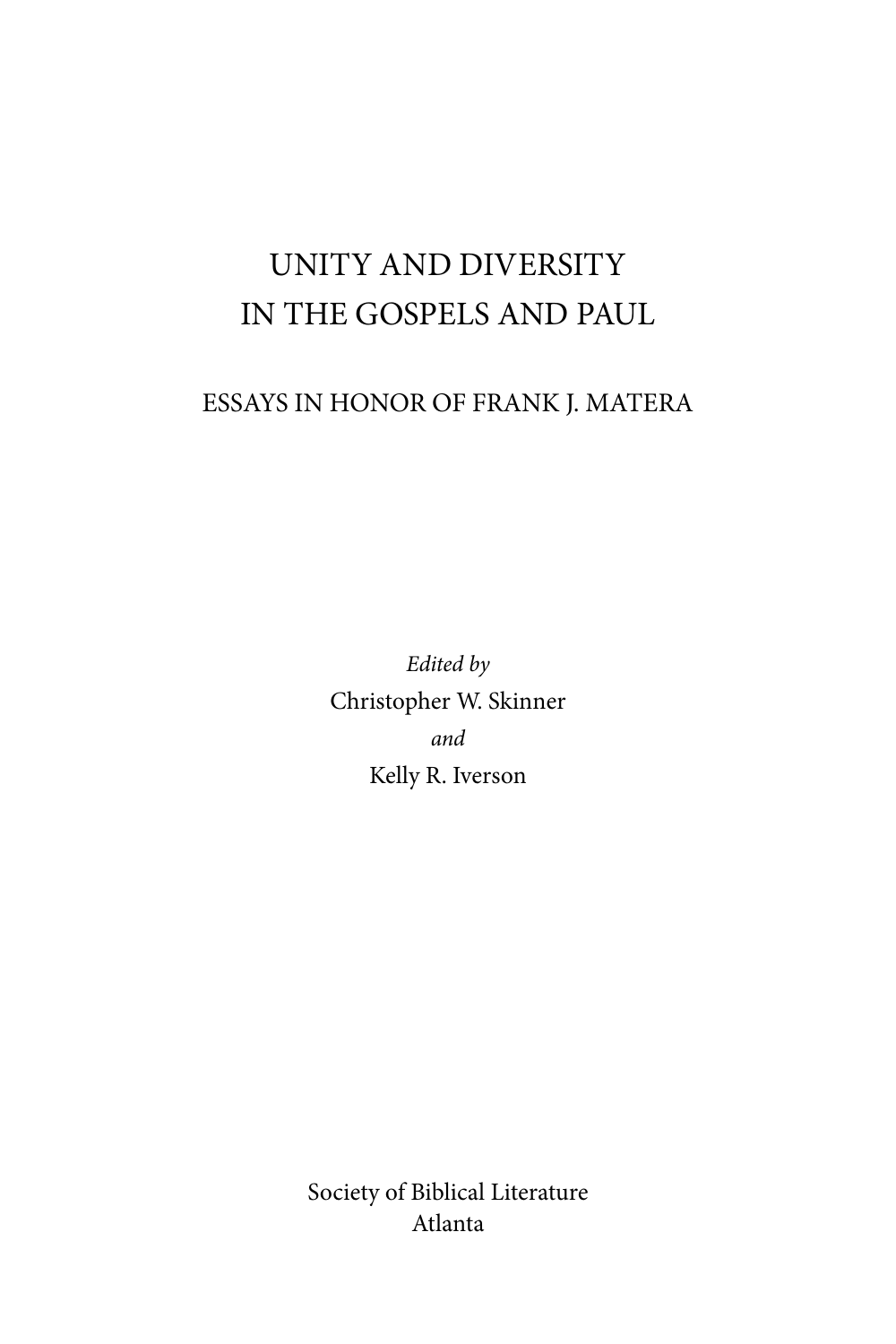# UNITY AND DIVERSITY IN THE GOSPELS AND PAUL

## ESSAYS IN HONOR OF FRANK J. MATERA

*Edited by*

Christopher W. Skinner

*and*

Kelly R. Iverson

Society of Biblical Literature

Atlanta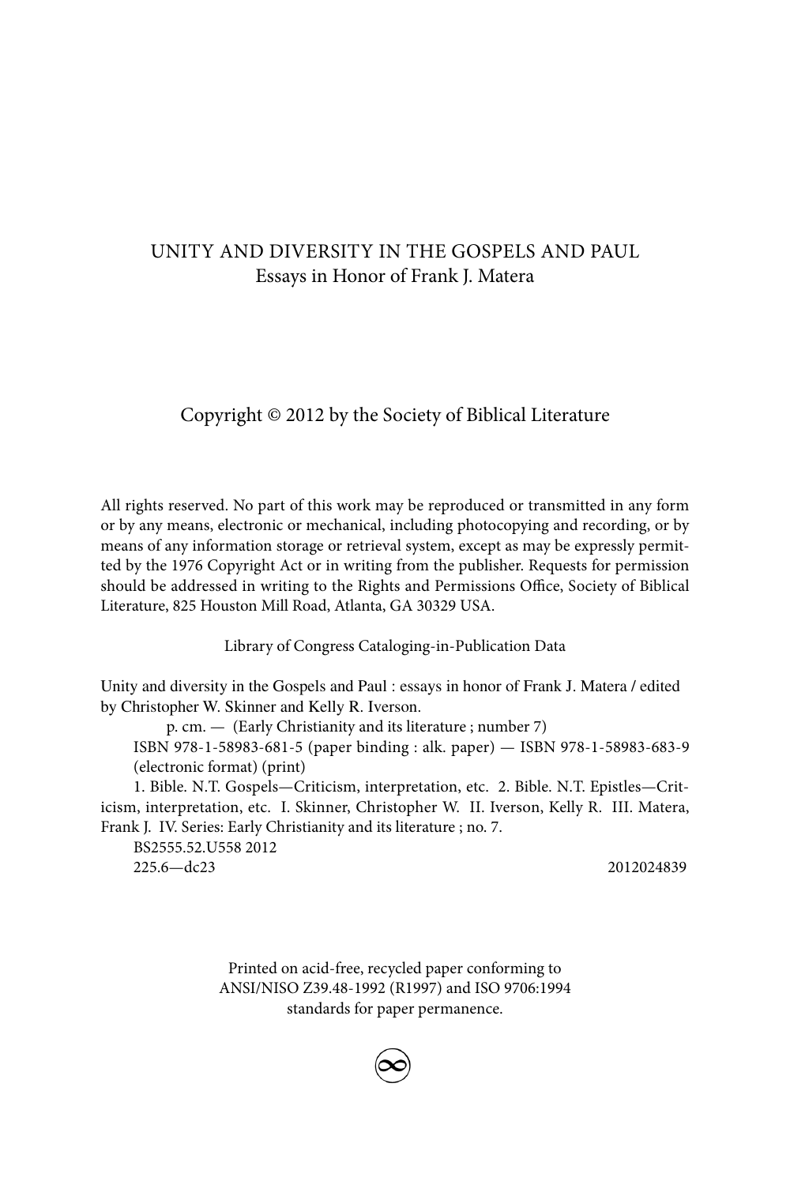UNITY AND DIVERSITY IN THE GOSPELS AND PAUL
Essays in Honor of Frank J. Matera

Copyright © 2012 by the Society of Biblical Literature

All rights reserved. No part of this work may be reproduced or transmitted in any form or by any means, electronic or mechanical, including photocopying and recording, or by means of any information storage or retrieval system, except as may be expressly permitted by the 1976 Copyright Act or in writing from the publisher. Requests for permission should be addressed in writing to the Rights and Permissions Office, Society of Biblical Literature, 825 Houston Mill Road, Atlanta, GA 30329 USA.

Library of Congress Cataloging-in-Publication Data

Unity and diversity in the Gospels and Paul : essays in honor of Frank J. Matera / edited by Christopher W. Skinner and Kelly R. Iverson.

p. cm. — (Early Christianity and its literature ; number 7)

ISBN 978-1-58983-681-5 (paper binding : alk. paper) — ISBN 978-1-58983-683-9 (electronic format) (print)

1. Bible. N.T. Gospels—Criticism, interpretation, etc. 2. Bible. N.T. Epistles—Criticism, interpretation, etc. I. Skinner, Christopher W. II. Iverson, Kelly R. III. Matera, Frank J. IV. Series: Early Christianity and its literature ; no. 7.

BS2555.52.U558 2012

225.6—dc23 2012024839

Printed on acid-free, recycled paper conforming to
ANSI/NISO Z39.48-1992 (R1997) and ISO 9706:1994
standards for paper permanence.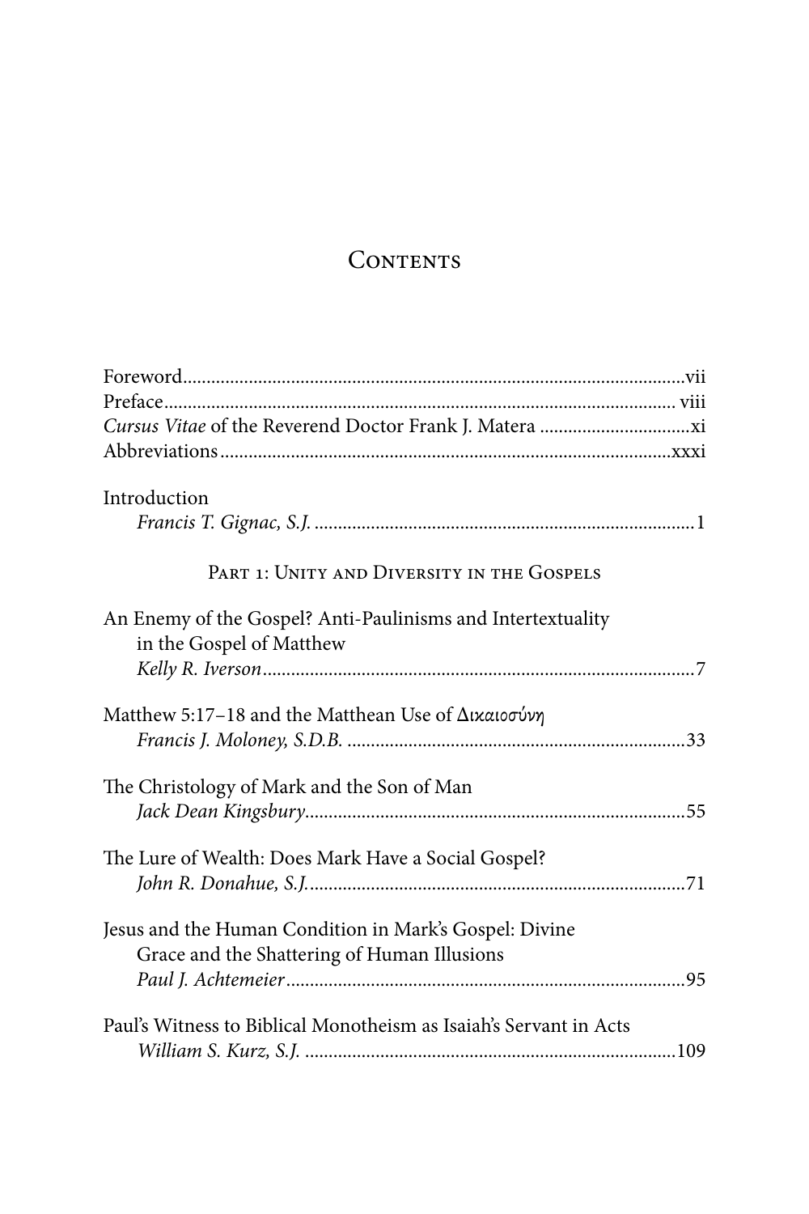# Contents

Foreword .......... vii
Preface .......... viii
*Cursus Vitae* of the Reverend Doctor Frank J. Matera .......... xi
Abbreviations .......... xxxi

Introduction
*Francis T. Gignac, S.J.* .......... 1

## Part 1: Unity and Diversity in the Gospels

An Enemy of the Gospel? Anti-Paulinisms and Intertextuality in the Gospel of Matthew
*Kelly R. Iverson* .......... 7

Matthew 5:17–18 and the Matthean Use of Δικαιοσύνη
*Francis J. Moloney, S.D.B.* .......... 33

The Christology of Mark and the Son of Man
*Jack Dean Kingsbury* .......... 55

The Lure of Wealth: Does Mark Have a Social Gospel?
*John R. Donahue, S.J.* .......... 71

Jesus and the Human Condition in Mark's Gospel: Divine Grace and the Shattering of Human Illusions
*Paul J. Achtemeier* .......... 95

Paul's Witness to Biblical Monotheism as Isaiah's Servant in Acts
*William S. Kurz, S.J.* .......... 109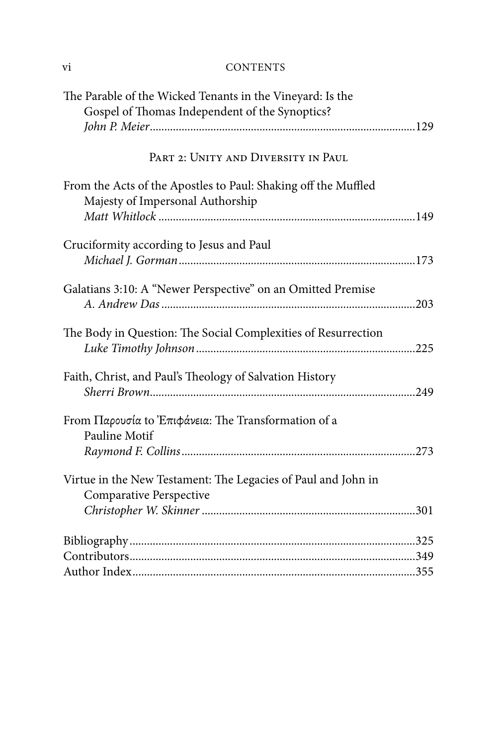The Parable of the Wicked Tenants in the Vineyard: Is the Gospel of Thomas Independent of the Synoptics?
*John P. Meier*..........129

## Part 2: Unity and Diversity in Paul

From the Acts of the Apostles to Paul: Shaking off the Muffled Majesty of Impersonal Authorship
*Matt Whitlock*..........149

Cruciformity according to Jesus and Paul
*Michael J. Gorman*..........173

Galatians 3:10: A "Newer Perspective" on an Omitted Premise
*A. Andrew Das*..........203

The Body in Question: The Social Complexities of Resurrection
*Luke Timothy Johnson*..........225

Faith, Christ, and Paul's Theology of Salvation History
*Sherri Brown*..........249

From Παρουσία to Ἐπιφάνεια: The Transformation of a Pauline Motif
*Raymond F. Collins*..........273

Virtue in the New Testament: The Legacies of Paul and John in Comparative Perspective
*Christopher W. Skinner*..........301

Bibliography..........325
Contributors..........349
Author Index..........355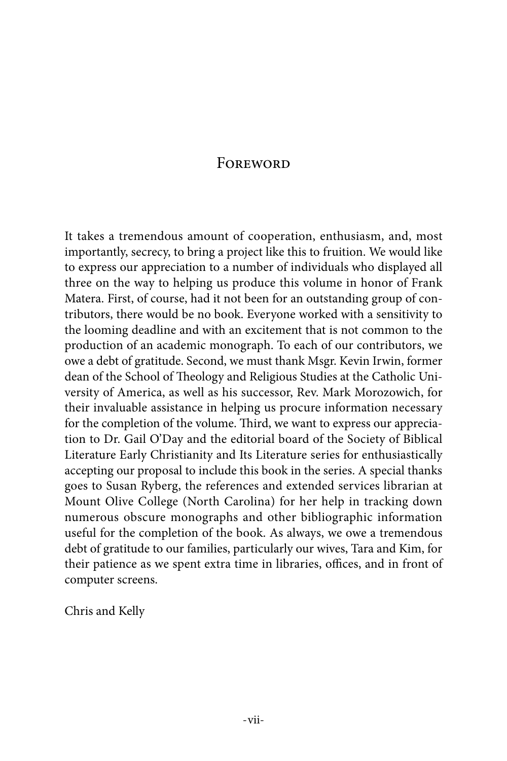# Foreword

It takes a tremendous amount of cooperation, enthusiasm, and, most importantly, secrecy, to bring a project like this to fruition. We would like to express our appreciation to a number of individuals who displayed all three on the way to helping us produce this volume in honor of Frank Matera. First, of course, had it not been for an outstanding group of contributors, there would be no book. Everyone worked with a sensitivity to the looming deadline and with an excitement that is not common to the production of an academic monograph. To each of our contributors, we owe a debt of gratitude. Second, we must thank Msgr. Kevin Irwin, former dean of the School of Theology and Religious Studies at the Catholic University of America, as well as his successor, Rev. Mark Morozowich, for their invaluable assistance in helping us procure information necessary for the completion of the volume. Third, we want to express our appreciation to Dr. Gail O'Day and the editorial board of the Society of Biblical Literature Early Christianity and Its Literature series for enthusiastically accepting our proposal to include this book in the series. A special thanks goes to Susan Ryberg, the references and extended services librarian at Mount Olive College (North Carolina) for her help in tracking down numerous obscure monographs and other bibliographic information useful for the completion of the book. As always, we owe a tremendous debt of gratitude to our families, particularly our wives, Tara and Kim, for their patience as we spent extra time in libraries, offices, and in front of computer screens.

Chris and Kelly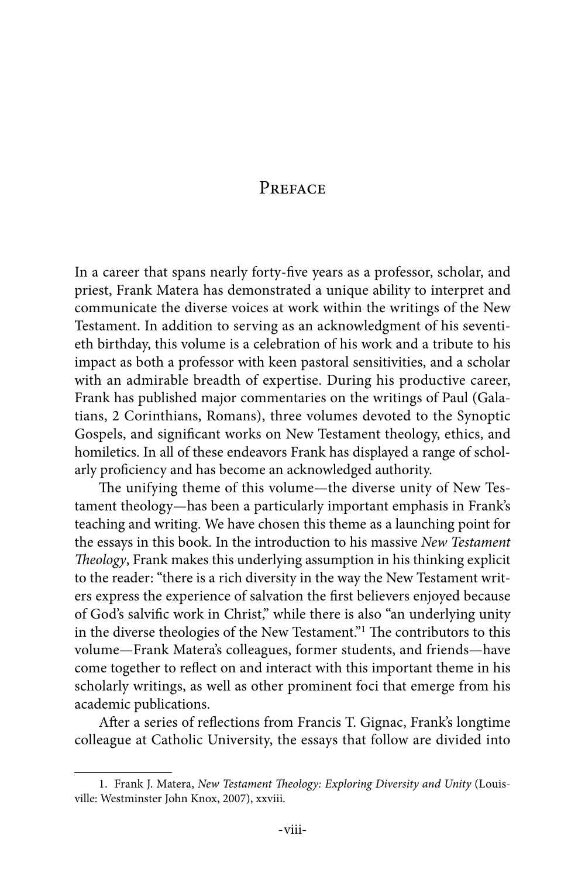# Preface

In a career that spans nearly forty-five years as a professor, scholar, and priest, Frank Matera has demonstrated a unique ability to interpret and communicate the diverse voices at work within the writings of the New Testament. In addition to serving as an acknowledgment of his seventieth birthday, this volume is a celebration of his work and a tribute to his impact as both a professor with keen pastoral sensitivities, and a scholar with an admirable breadth of expertise. During his productive career, Frank has published major commentaries on the writings of Paul (Galatians, 2 Corinthians, Romans), three volumes devoted to the Synoptic Gospels, and significant works on New Testament theology, ethics, and homiletics. In all of these endeavors Frank has displayed a range of scholarly proficiency and has become an acknowledged authority.

The unifying theme of this volume—the diverse unity of New Testament theology—has been a particularly important emphasis in Frank's teaching and writing. We have chosen this theme as a launching point for the essays in this book. In the introduction to his massive *New Testament Theology*, Frank makes this underlying assumption in his thinking explicit to the reader: "there is a rich diversity in the way the New Testament writers express the experience of salvation the first believers enjoyed because of God's salvific work in Christ," while there is also "an underlying unity in the diverse theologies of the New Testament."[1] The contributors to this volume—Frank Matera's colleagues, former students, and friends—have come together to reflect on and interact with this important theme in his scholarly writings, as well as other prominent foci that emerge from his academic publications.

After a series of reflections from Francis T. Gignac, Frank's longtime colleague at Catholic University, the essays that follow are divided into

---

1. Frank J. Matera, *New Testament Theology: Exploring Diversity and Unity* (Louisville: Westminster John Knox, 2007), xxviii.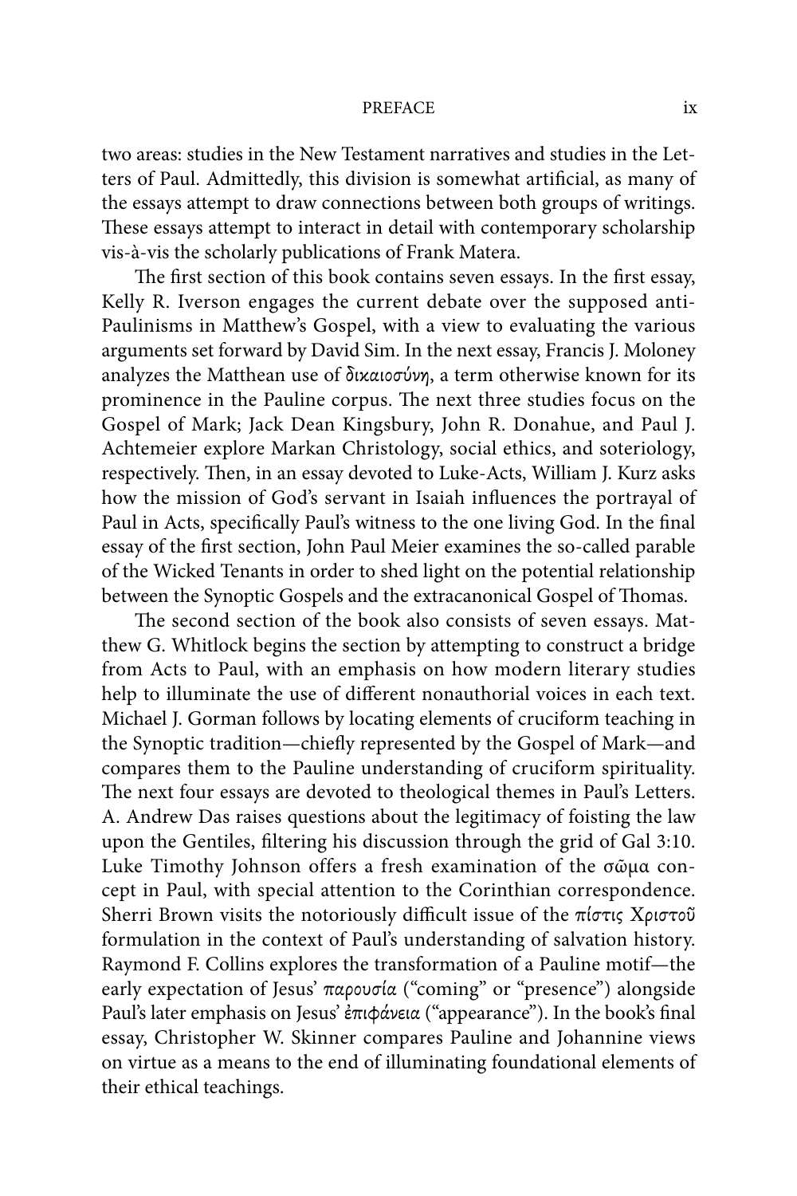two areas: studies in the New Testament narratives and studies in the Letters of Paul. Admittedly, this division is somewhat artificial, as many of the essays attempt to draw connections between both groups of writings. These essays attempt to interact in detail with contemporary scholarship vis-à-vis the scholarly publications of Frank Matera.

The first section of this book contains seven essays. In the first essay, Kelly R. Iverson engages the current debate over the supposed anti-Paulinisms in Matthew's Gospel, with a view to evaluating the various arguments set forward by David Sim. In the next essay, Francis J. Moloney analyzes the Matthean use of *δικαιοσύνη*, a term otherwise known for its prominence in the Pauline corpus. The next three studies focus on the Gospel of Mark; Jack Dean Kingsbury, John R. Donahue, and Paul J. Achtemeier explore Markan Christology, social ethics, and soteriology, respectively. Then, in an essay devoted to Luke-Acts, William J. Kurz asks how the mission of God's servant in Isaiah influences the portrayal of Paul in Acts, specifically Paul's witness to the one living God. In the final essay of the first section, John Paul Meier examines the so-called parable of the Wicked Tenants in order to shed light on the potential relationship between the Synoptic Gospels and the extracanonical Gospel of Thomas.

The second section of the book also consists of seven essays. Matthew G. Whitlock begins the section by attempting to construct a bridge from Acts to Paul, with an emphasis on how modern literary studies help to illuminate the use of different nonauthorial voices in each text. Michael J. Gorman follows by locating elements of cruciform teaching in the Synoptic tradition—chiefly represented by the Gospel of Mark—and compares them to the Pauline understanding of cruciform spirituality. The next four essays are devoted to theological themes in Paul's Letters. A. Andrew Das raises questions about the legitimacy of foisting the law upon the Gentiles, filtering his discussion through the grid of Gal 3:10. Luke Timothy Johnson offers a fresh examination of the σῶμα concept in Paul, with special attention to the Corinthian correspondence. Sherri Brown visits the notoriously difficult issue of the *πίστις Χριστοῦ* formulation in the context of Paul's understanding of salvation history. Raymond F. Collins explores the transformation of a Pauline motif—the early expectation of Jesus' *παρουσία* ("coming" or "presence") alongside Paul's later emphasis on Jesus' *ἐπιφάνεια* ("appearance"). In the book's final essay, Christopher W. Skinner compares Pauline and Johannine views on virtue as a means to the end of illuminating foundational elements of their ethical teachings.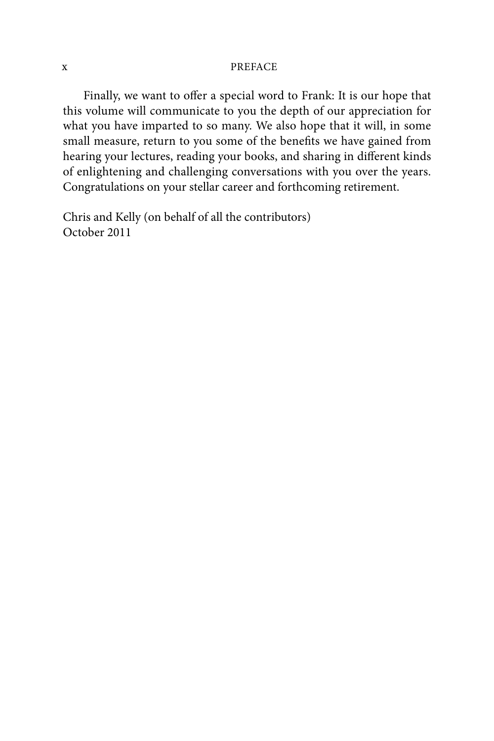Finally, we want to offer a special word to Frank: It is our hope that this volume will communicate to you the depth of our appreciation for what you have imparted to so many. We also hope that it will, in some small measure, return to you some of the benefits we have gained from hearing your lectures, reading your books, and sharing in different kinds of enlightening and challenging conversations with you over the years. Congratulations on your stellar career and forthcoming retirement.

Chris and Kelly (on behalf of all the contributors)
October 2011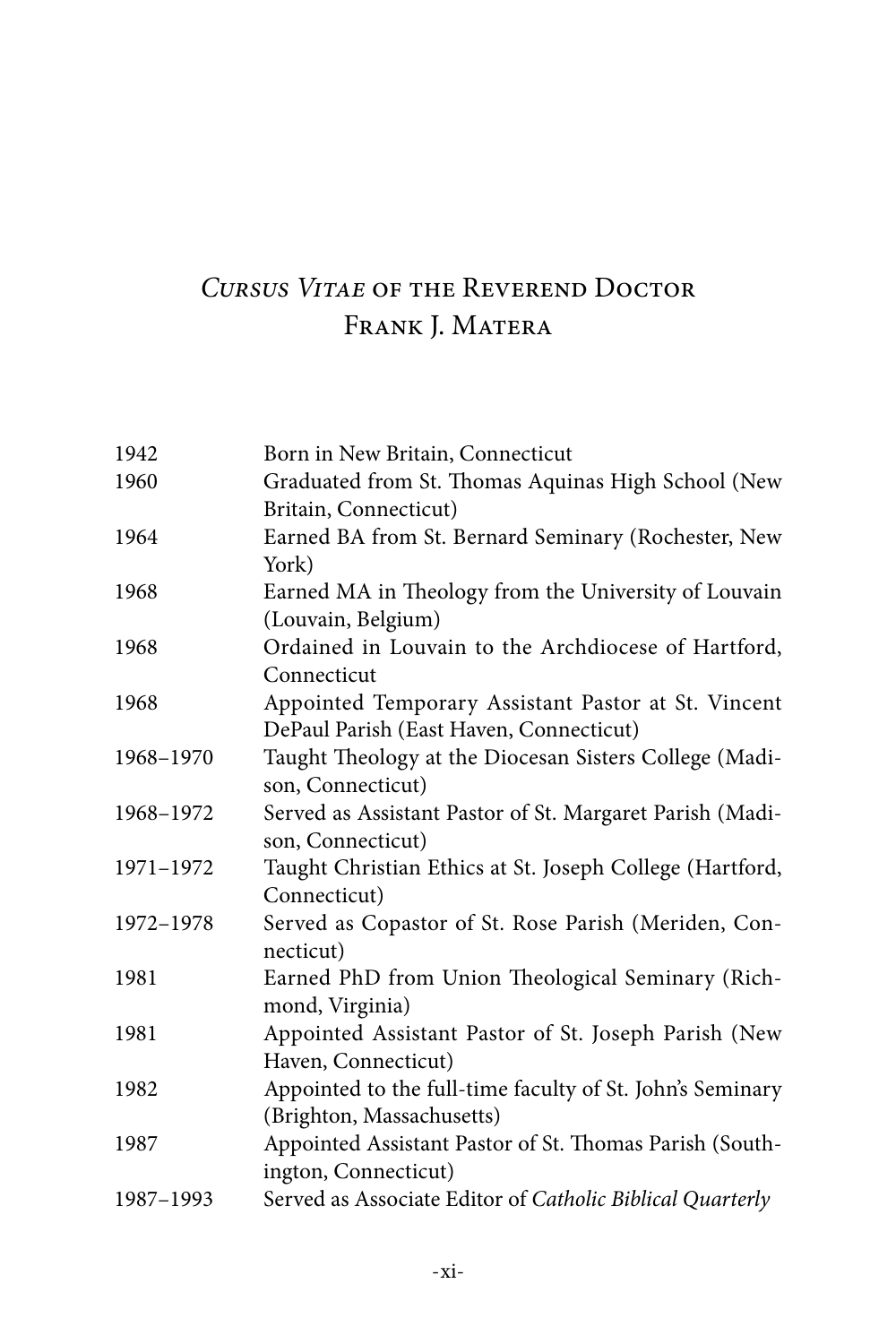# *Cursus Vitae* of the Reverend Doctor Frank J. Matera

| | |
|---|---|
| 1942 | Born in New Britain, Connecticut |
| 1960 | Graduated from St. Thomas Aquinas High School (New Britain, Connecticut) |
| 1964 | Earned BA from St. Bernard Seminary (Rochester, New York) |
| 1968 | Earned MA in Theology from the University of Louvain (Louvain, Belgium) |
| 1968 | Ordained in Louvain to the Archdiocese of Hartford, Connecticut |
| 1968 | Appointed Temporary Assistant Pastor at St. Vincent DePaul Parish (East Haven, Connecticut) |
| 1968–1970 | Taught Theology at the Diocesan Sisters College (Madison, Connecticut) |
| 1968–1972 | Served as Assistant Pastor of St. Margaret Parish (Madison, Connecticut) |
| 1971–1972 | Taught Christian Ethics at St. Joseph College (Hartford, Connecticut) |
| 1972–1978 | Served as Copastor of St. Rose Parish (Meriden, Connecticut) |
| 1981 | Earned PhD from Union Theological Seminary (Richmond, Virginia) |
| 1981 | Appointed Assistant Pastor of St. Joseph Parish (New Haven, Connecticut) |
| 1982 | Appointed to the full-time faculty of St. John's Seminary (Brighton, Massachusetts) |
| 1987 | Appointed Assistant Pastor of St. Thomas Parish (Southington, Connecticut) |
| 1987–1993 | Served as Associate Editor of *Catholic Biblical Quarterly* |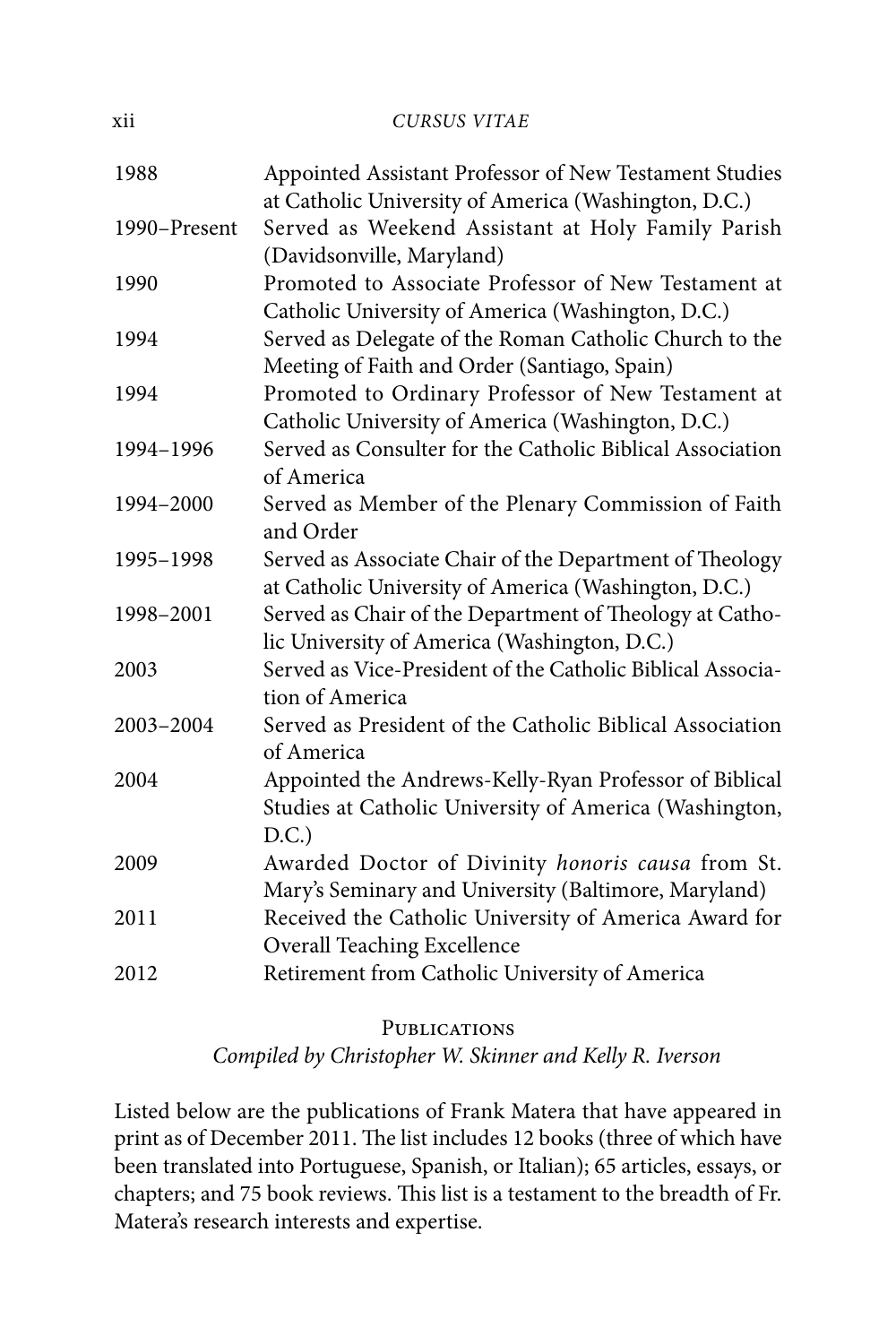| | |
|---|---|
| 1988 | Appointed Assistant Professor of New Testament Studies at Catholic University of America (Washington, D.C.) |
| 1990–Present | Served as Weekend Assistant at Holy Family Parish (Davidsonville, Maryland) |
| 1990 | Promoted to Associate Professor of New Testament at Catholic University of America (Washington, D.C.) |
| 1994 | Served as Delegate of the Roman Catholic Church to the Meeting of Faith and Order (Santiago, Spain) |
| 1994 | Promoted to Ordinary Professor of New Testament at Catholic University of America (Washington, D.C.) |
| 1994–1996 | Served as Consulter for the Catholic Biblical Association of America |
| 1994–2000 | Served as Member of the Plenary Commission of Faith and Order |
| 1995–1998 | Served as Associate Chair of the Department of Theology at Catholic University of America (Washington, D.C.) |
| 1998–2001 | Served as Chair of the Department of Theology at Catholic University of America (Washington, D.C.) |
| 2003 | Served as Vice-President of the Catholic Biblical Association of America |
| 2003–2004 | Served as President of the Catholic Biblical Association of America |
| 2004 | Appointed the Andrews-Kelly-Ryan Professor of Biblical Studies at Catholic University of America (Washington, D.C.) |
| 2009 | Awarded Doctor of Divinity *honoris causa* from St. Mary's Seminary and University (Baltimore, Maryland) |
| 2011 | Received the Catholic University of America Award for Overall Teaching Excellence |
| 2012 | Retirement from Catholic University of America |

## Publications

*Compiled by Christopher W. Skinner and Kelly R. Iverson*

Listed below are the publications of Frank Matera that have appeared in print as of December 2011. The list includes 12 books (three of which have been translated into Portuguese, Spanish, or Italian); 65 articles, essays, or chapters; and 75 book reviews. This list is a testament to the breadth of Fr. Matera's research interests and expertise.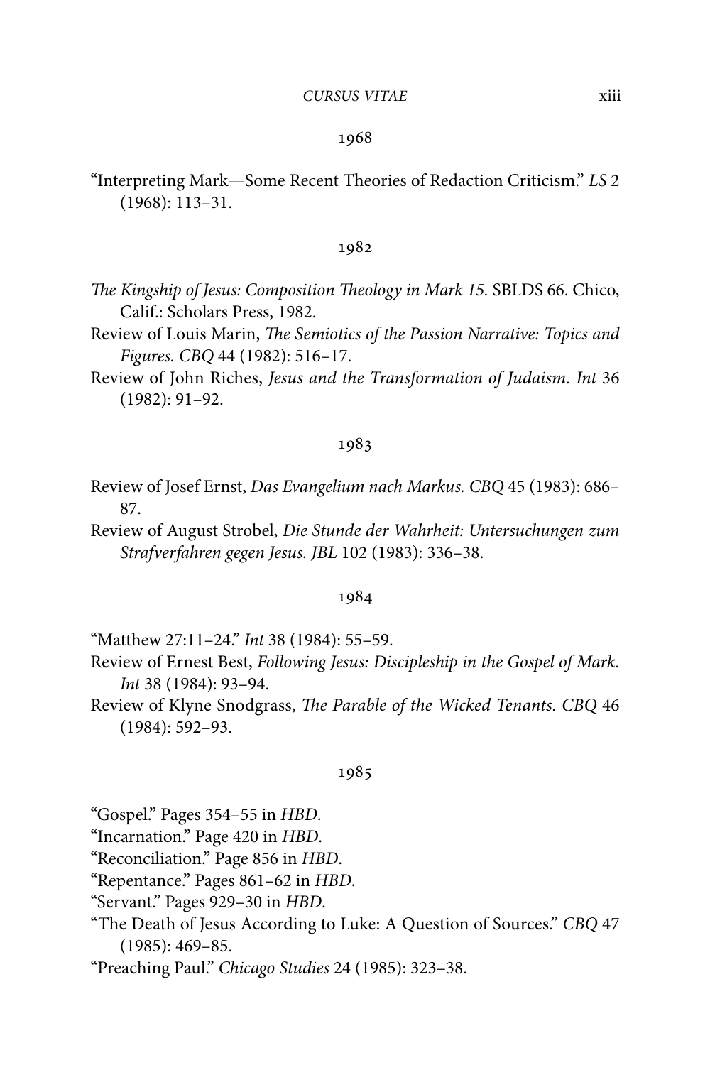## 1968

"Interpreting Mark—Some Recent Theories of Redaction Criticism." *LS* 2 (1968): 113–31.

## 1982

*The Kingship of Jesus: Composition Theology in Mark 15.* SBLDS 66. Chico, Calif.: Scholars Press, 1982.

Review of Louis Marin, *The Semiotics of the Passion Narrative: Topics and Figures. CBQ* 44 (1982): 516–17.

Review of John Riches, *Jesus and the Transformation of Judaism. Int* 36 (1982): 91–92.

## 1983

Review of Josef Ernst, *Das Evangelium nach Markus. CBQ* 45 (1983): 686–87.

Review of August Strobel, *Die Stunde der Wahrheit: Untersuchungen zum Strafverfahren gegen Jesus. JBL* 102 (1983): 336–38.

## 1984

"Matthew 27:11–24." *Int* 38 (1984): 55–59.

Review of Ernest Best, *Following Jesus: Discipleship in the Gospel of Mark. Int* 38 (1984): 93–94.

Review of Klyne Snodgrass, *The Parable of the Wicked Tenants. CBQ* 46 (1984): 592–93.

## 1985

"Gospel." Pages 354–55 in *HBD*.

"Incarnation." Page 420 in *HBD*.

"Reconciliation." Page 856 in *HBD*.

"Repentance." Pages 861–62 in *HBD*.

"Servant." Pages 929–30 in *HBD*.

"The Death of Jesus According to Luke: A Question of Sources." *CBQ* 47 (1985): 469–85.

"Preaching Paul." *Chicago Studies* 24 (1985): 323–38.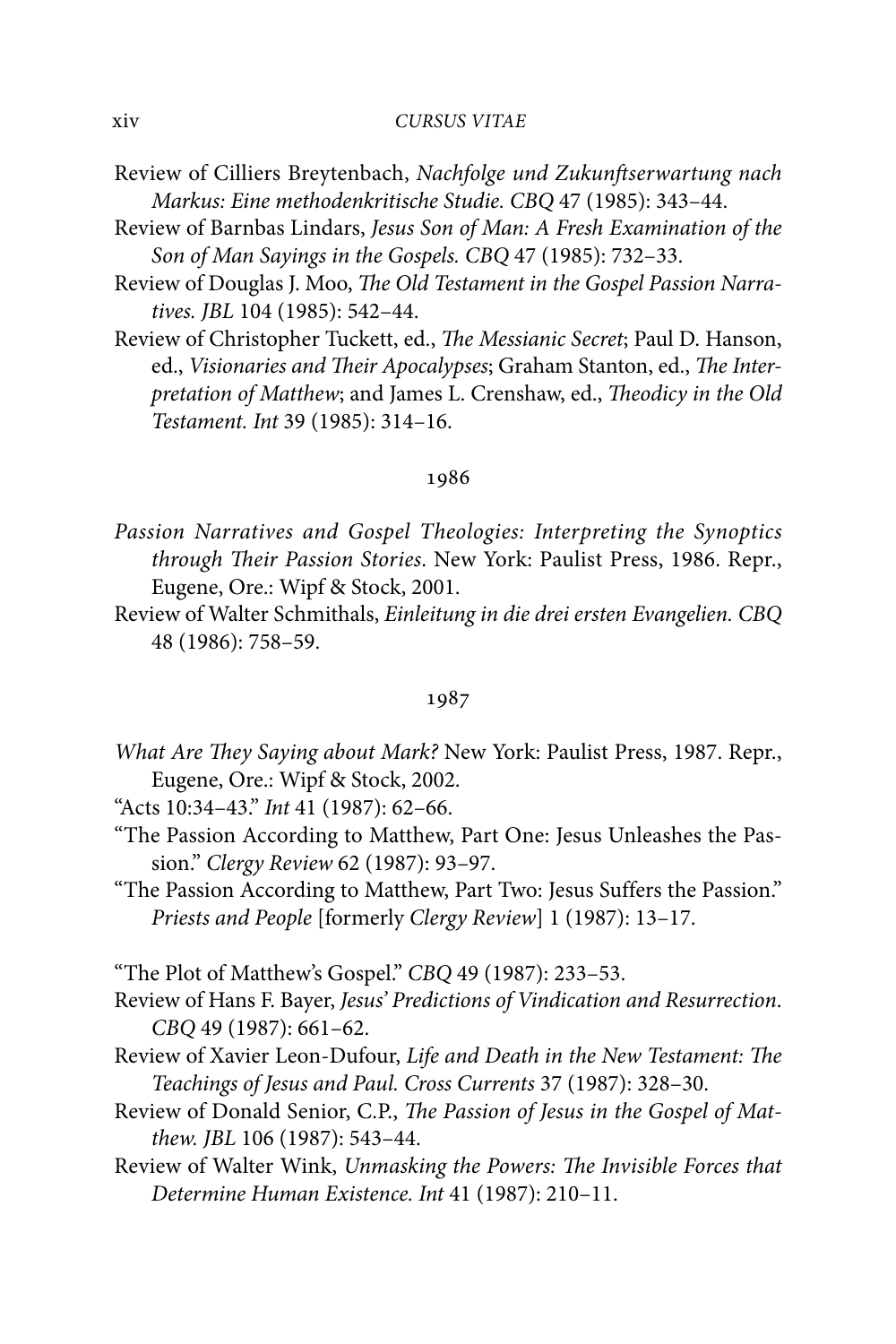Review of Cilliers Breytenbach, *Nachfolge und Zukunftserwartung nach Markus: Eine methodenkritische Studie. CBQ* 47 (1985): 343–44.

Review of Barnbas Lindars, *Jesus Son of Man: A Fresh Examination of the Son of Man Sayings in the Gospels. CBQ* 47 (1985): 732–33.

Review of Douglas J. Moo, *The Old Testament in the Gospel Passion Narratives. JBL* 104 (1985): 542–44.

Review of Christopher Tuckett, ed., *The Messianic Secret*; Paul D. Hanson, ed., *Visionaries and Their Apocalypses*; Graham Stanton, ed., *The Interpretation of Matthew*; and James L. Crenshaw, ed., *Theodicy in the Old Testament. Int* 39 (1985): 314–16.

## 1986

*Passion Narratives and Gospel Theologies: Interpreting the Synoptics through Their Passion Stories*. New York: Paulist Press, 1986. Repr., Eugene, Ore.: Wipf & Stock, 2001.

Review of Walter Schmithals, *Einleitung in die drei ersten Evangelien. CBQ* 48 (1986): 758–59.

## 1987

*What Are They Saying about Mark?* New York: Paulist Press, 1987. Repr., Eugene, Ore.: Wipf & Stock, 2002.

"Acts 10:34–43." *Int* 41 (1987): 62–66.

"The Passion According to Matthew, Part One: Jesus Unleashes the Passion." *Clergy Review* 62 (1987): 93–97.

"The Passion According to Matthew, Part Two: Jesus Suffers the Passion." *Priests and People* [formerly *Clergy Review*] 1 (1987): 13–17.

"The Plot of Matthew's Gospel." *CBQ* 49 (1987): 233–53.

Review of Hans F. Bayer, *Jesus' Predictions of Vindication and Resurrection*. *CBQ* 49 (1987): 661–62.

Review of Xavier Leon-Dufour, *Life and Death in the New Testament: The Teachings of Jesus and Paul. Cross Currents* 37 (1987): 328–30.

Review of Donald Senior, C.P., *The Passion of Jesus in the Gospel of Matthew. JBL* 106 (1987): 543–44.

Review of Walter Wink, *Unmasking the Powers: The Invisible Forces that Determine Human Existence. Int* 41 (1987): 210–11.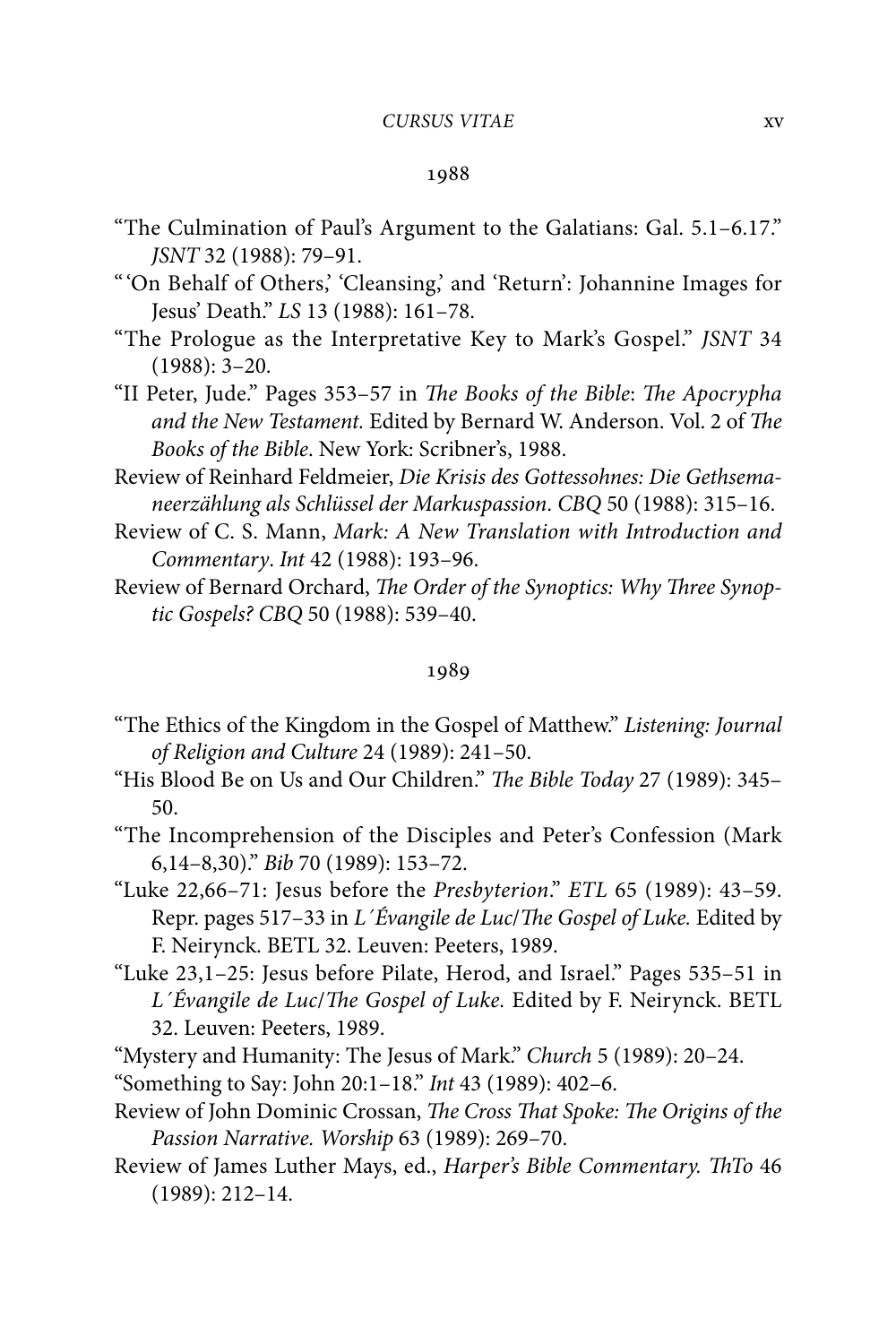## 1988

"The Culmination of Paul's Argument to the Galatians: Gal. 5.1–6.17." *JSNT* 32 (1988): 79–91.

"'On Behalf of Others,' 'Cleansing,' and 'Return': Johannine Images for Jesus' Death." *LS* 13 (1988): 161–78.

"The Prologue as the Interpretative Key to Mark's Gospel." *JSNT* 34 (1988): 3–20.

"II Peter, Jude." Pages 353–57 in *The Books of the Bible*: *The Apocrypha and the New Testament.* Edited by Bernard W. Anderson. Vol. 2 of *The Books of the Bible*. New York: Scribner's, 1988.

Review of Reinhard Feldmeier, *Die Krisis des Gottessohnes: Die Gethsemaneerzählung als Schlüssel der Markuspassion*. *CBQ* 50 (1988): 315–16.

Review of C. S. Mann, *Mark: A New Translation with Introduction and Commentary*. *Int* 42 (1988): 193–96.

Review of Bernard Orchard, *The Order of the Synoptics: Why Three Synoptic Gospels? CBQ* 50 (1988): 539–40.

## 1989

"The Ethics of the Kingdom in the Gospel of Matthew." *Listening: Journal of Religion and Culture* 24 (1989): 241–50.

"His Blood Be on Us and Our Children." *The Bible Today* 27 (1989): 345–50.

"The Incomprehension of the Disciples and Peter's Confession (Mark 6,14–8,30)." *Bib* 70 (1989): 153–72.

"Luke 22,66–71: Jesus before the *Presbyterion*." *ETL* 65 (1989): 43–59. Repr. pages 517–33 in *L´Évangile de Luc/The Gospel of Luke.* Edited by F. Neirynck. BETL 32. Leuven: Peeters, 1989.

"Luke 23,1–25: Jesus before Pilate, Herod, and Israel." Pages 535–51 in *L´Évangile de Luc/The Gospel of Luke.* Edited by F. Neirynck. BETL 32. Leuven: Peeters, 1989.

"Mystery and Humanity: The Jesus of Mark." *Church* 5 (1989): 20–24.

"Something to Say: John 20:1–18." *Int* 43 (1989): 402–6.

Review of John Dominic Crossan, *The Cross That Spoke: The Origins of the Passion Narrative. Worship* 63 (1989): 269–70.

Review of James Luther Mays, ed., *Harper's Bible Commentary. ThTo* 46 (1989): 212–14.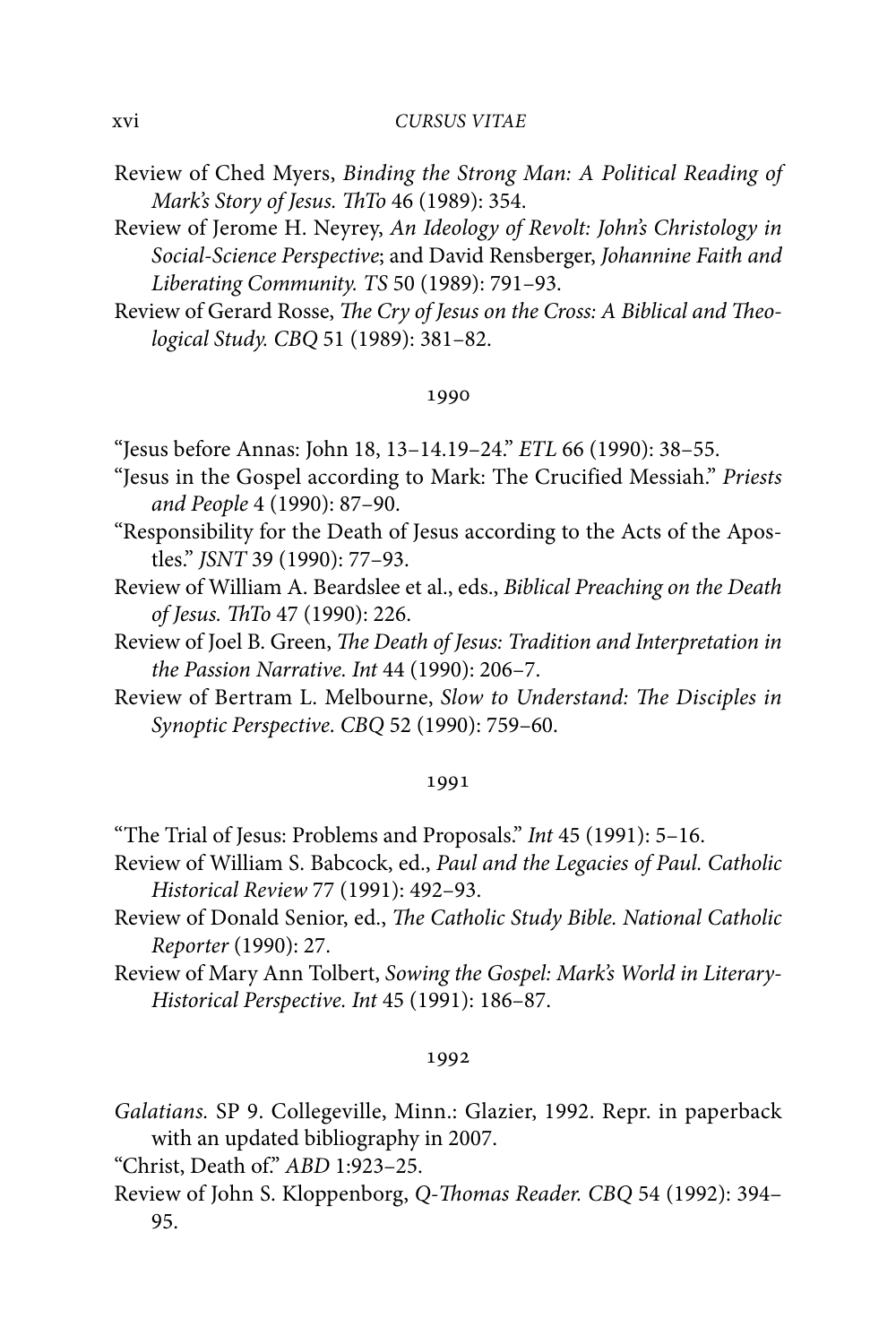Review of Ched Myers, *Binding the Strong Man: A Political Reading of Mark's Story of Jesus. ThTo* 46 (1989): 354.

Review of Jerome H. Neyrey, *An Ideology of Revolt: John's Christology in Social-Science Perspective*; and David Rensberger, *Johannine Faith and Liberating Community. TS* 50 (1989): 791–93.

Review of Gerard Rosse, *The Cry of Jesus on the Cross: A Biblical and Theological Study. CBQ* 51 (1989): 381–82.

### 1990

"Jesus before Annas: John 18, 13–14.19–24." *ETL* 66 (1990): 38–55.

"Jesus in the Gospel according to Mark: The Crucified Messiah." *Priests and People* 4 (1990): 87–90.

"Responsibility for the Death of Jesus according to the Acts of the Apostles." *JSNT* 39 (1990): 77–93.

Review of William A. Beardslee et al., eds., *Biblical Preaching on the Death of Jesus. ThTo* 47 (1990): 226.

Review of Joel B. Green, *The Death of Jesus: Tradition and Interpretation in the Passion Narrative. Int* 44 (1990): 206–7.

Review of Bertram L. Melbourne, *Slow to Understand: The Disciples in Synoptic Perspective. CBQ* 52 (1990): 759–60.

### 1991

"The Trial of Jesus: Problems and Proposals." *Int* 45 (1991): 5–16.

Review of William S. Babcock, ed., *Paul and the Legacies of Paul. Catholic Historical Review* 77 (1991): 492–93.

Review of Donald Senior, ed., *The Catholic Study Bible. National Catholic Reporter* (1990): 27.

Review of Mary Ann Tolbert, *Sowing the Gospel: Mark's World in Literary-Historical Perspective. Int* 45 (1991): 186–87.

### 1992

*Galatians.* SP 9. Collegeville, Minn.: Glazier, 1992. Repr. in paperback with an updated bibliography in 2007.

"Christ, Death of." *ABD* 1:923–25.

Review of John S. Kloppenborg, *Q-Thomas Reader. CBQ* 54 (1992): 394–95.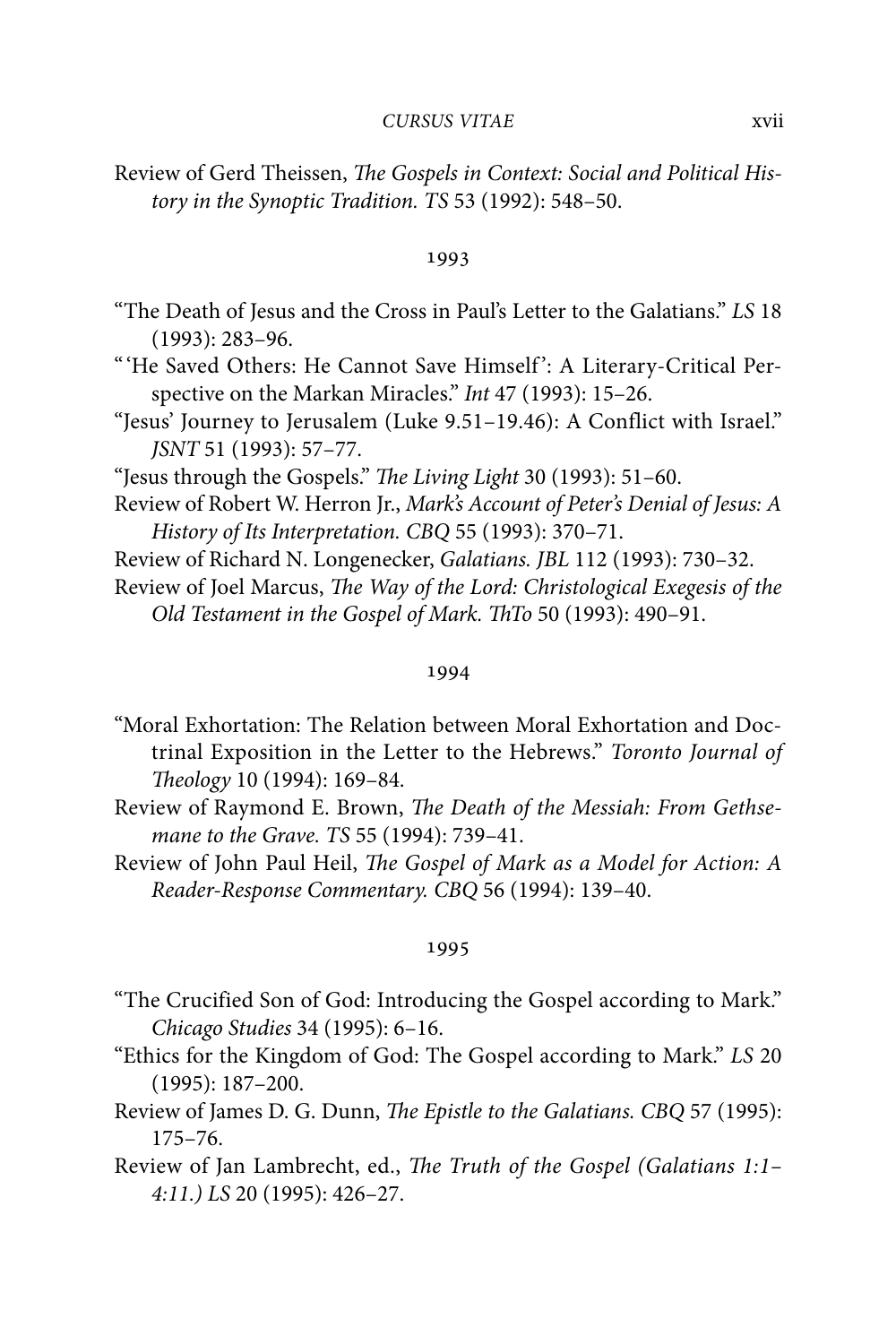Review of Gerd Theissen, *The Gospels in Context: Social and Political History in the Synoptic Tradition. TS* 53 (1992): 548–50.

## 1993

"The Death of Jesus and the Cross in Paul's Letter to the Galatians." *LS* 18 (1993): 283–96.

"'He Saved Others: He Cannot Save Himself': A Literary-Critical Perspective on the Markan Miracles." *Int* 47 (1993): 15–26.

"Jesus' Journey to Jerusalem (Luke 9.51–19.46): A Conflict with Israel." *JSNT* 51 (1993): 57–77.

"Jesus through the Gospels." *The Living Light* 30 (1993): 51–60.

Review of Robert W. Herron Jr., *Mark's Account of Peter's Denial of Jesus: A History of Its Interpretation. CBQ* 55 (1993): 370–71.

Review of Richard N. Longenecker, *Galatians. JBL* 112 (1993): 730–32.

Review of Joel Marcus, *The Way of the Lord: Christological Exegesis of the Old Testament in the Gospel of Mark. ThTo* 50 (1993): 490–91.

## 1994

"Moral Exhortation: The Relation between Moral Exhortation and Doctrinal Exposition in the Letter to the Hebrews." *Toronto Journal of Theology* 10 (1994): 169–84.

Review of Raymond E. Brown, *The Death of the Messiah: From Gethsemane to the Grave. TS* 55 (1994): 739–41.

Review of John Paul Heil, *The Gospel of Mark as a Model for Action: A Reader-Response Commentary. CBQ* 56 (1994): 139–40.

## 1995

"The Crucified Son of God: Introducing the Gospel according to Mark." *Chicago Studies* 34 (1995): 6–16.

"Ethics for the Kingdom of God: The Gospel according to Mark." *LS* 20 (1995): 187–200.

Review of James D. G. Dunn, *The Epistle to the Galatians. CBQ* 57 (1995): 175–76.

Review of Jan Lambrecht, ed., *The Truth of the Gospel (Galatians 1:1–4:11.) LS* 20 (1995): 426–27.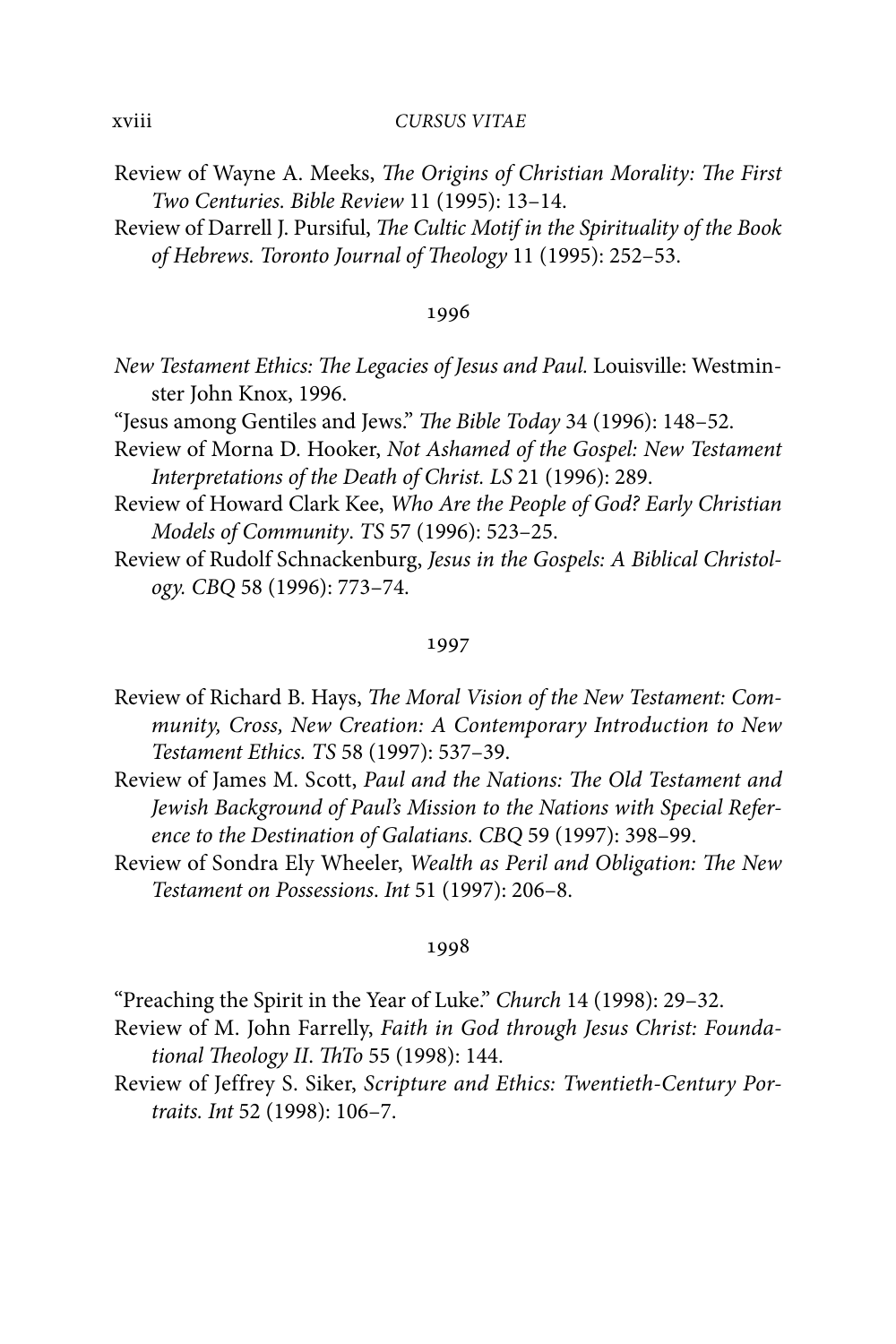Review of Wayne A. Meeks, *The Origins of Christian Morality: The First Two Centuries. Bible Review* 11 (1995): 13–14.

Review of Darrell J. Pursiful, *The Cultic Motif in the Spirituality of the Book of Hebrews. Toronto Journal of Theology* 11 (1995): 252–53.

## 1996

*New Testament Ethics: The Legacies of Jesus and Paul.* Louisville: Westminster John Knox, 1996.

"Jesus among Gentiles and Jews." *The Bible Today* 34 (1996): 148–52.

Review of Morna D. Hooker, *Not Ashamed of the Gospel: New Testament Interpretations of the Death of Christ. LS* 21 (1996): 289.

Review of Howard Clark Kee, *Who Are the People of God? Early Christian Models of Community*. *TS* 57 (1996): 523–25.

Review of Rudolf Schnackenburg, *Jesus in the Gospels: A Biblical Christology. CBQ* 58 (1996): 773–74.

## 1997

Review of Richard B. Hays, *The Moral Vision of the New Testament: Community, Cross, New Creation: A Contemporary Introduction to New Testament Ethics. TS* 58 (1997): 537–39.

Review of James M. Scott, *Paul and the Nations: The Old Testament and Jewish Background of Paul's Mission to the Nations with Special Reference to the Destination of Galatians. CBQ* 59 (1997): 398–99.

Review of Sondra Ely Wheeler, *Wealth as Peril and Obligation: The New Testament on Possessions*. *Int* 51 (1997): 206–8.

## 1998

"Preaching the Spirit in the Year of Luke." *Church* 14 (1998): 29–32.

Review of M. John Farrelly, *Faith in God through Jesus Christ: Foundational Theology II. ThTo* 55 (1998): 144.

Review of Jeffrey S. Siker, *Scripture and Ethics: Twentieth-Century Portraits. Int* 52 (1998): 106–7.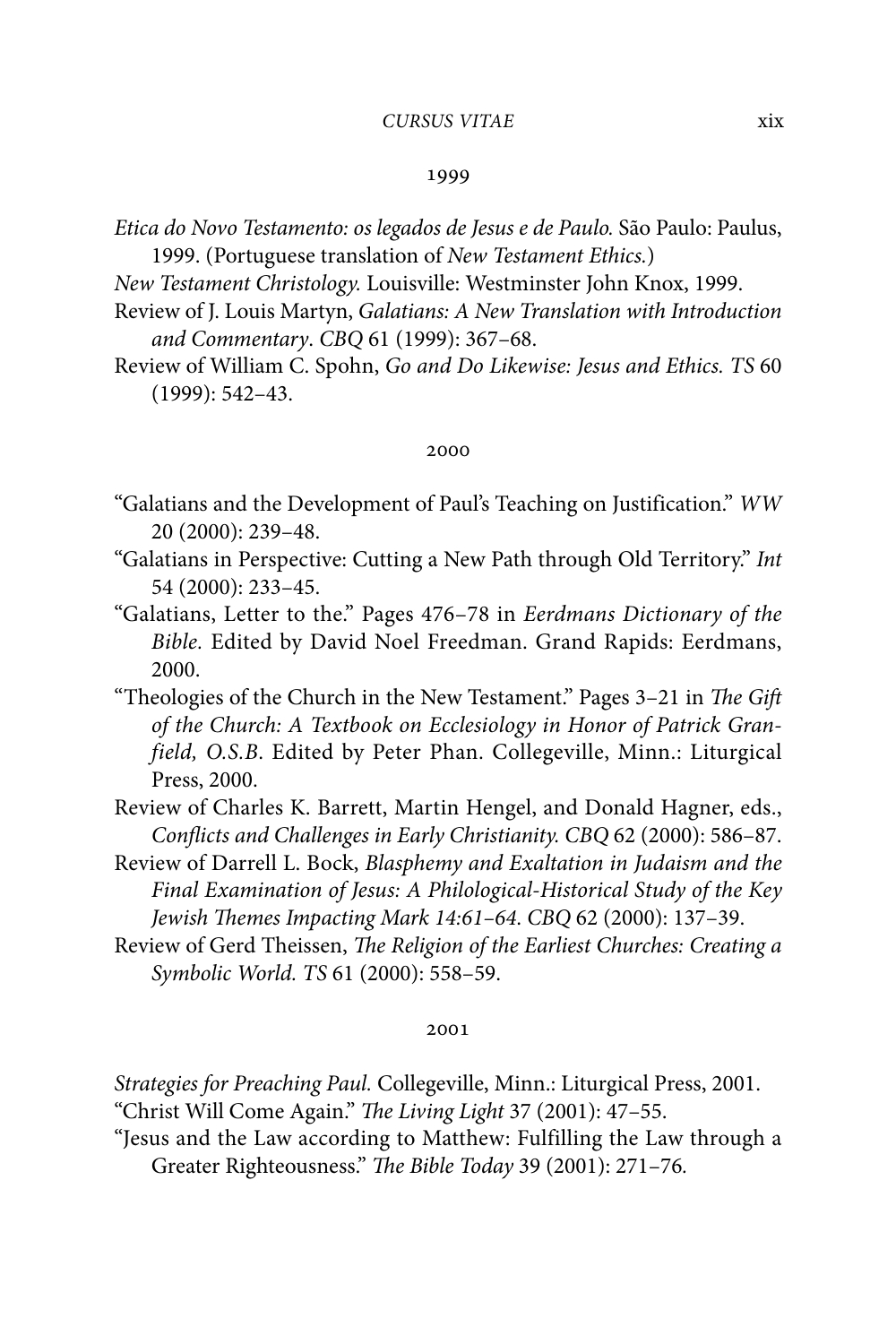### 1999

*Etica do Novo Testamento: os legados de Jesus e de Paulo.* São Paulo: Paulus, 1999. (Portuguese translation of *New Testament Ethics.*)

*New Testament Christology.* Louisville: Westminster John Knox, 1999.

Review of J. Louis Martyn, *Galatians: A New Translation with Introduction and Commentary*. *CBQ* 61 (1999): 367–68.

Review of William C. Spohn, *Go and Do Likewise: Jesus and Ethics. TS* 60 (1999): 542–43.

### 2000

"Galatians and the Development of Paul's Teaching on Justification." *WW* 20 (2000): 239–48.

"Galatians in Perspective: Cutting a New Path through Old Territory." *Int* 54 (2000): 233–45.

"Galatians, Letter to the." Pages 476–78 in *Eerdmans Dictionary of the Bible.* Edited by David Noel Freedman. Grand Rapids: Eerdmans, 2000.

"Theologies of the Church in the New Testament." Pages 3–21 in *The Gift of the Church: A Textbook on Ecclesiology in Honor of Patrick Granfield, O.S.B*. Edited by Peter Phan. Collegeville, Minn.: Liturgical Press, 2000.

Review of Charles K. Barrett, Martin Hengel, and Donald Hagner, eds., *Conflicts and Challenges in Early Christianity. CBQ* 62 (2000): 586–87.

Review of Darrell L. Bock, *Blasphemy and Exaltation in Judaism and the Final Examination of Jesus: A Philological-Historical Study of the Key Jewish Themes Impacting Mark 14:61–64. CBQ* 62 (2000): 137–39.

Review of Gerd Theissen, *The Religion of the Earliest Churches: Creating a Symbolic World. TS* 61 (2000): 558–59.

### 2001

*Strategies for Preaching Paul.* Collegeville, Minn.: Liturgical Press, 2001.

"Christ Will Come Again." *The Living Light* 37 (2001): 47–55.

"Jesus and the Law according to Matthew: Fulfilling the Law through a Greater Righteousness." *The Bible Today* 39 (2001): 271–76.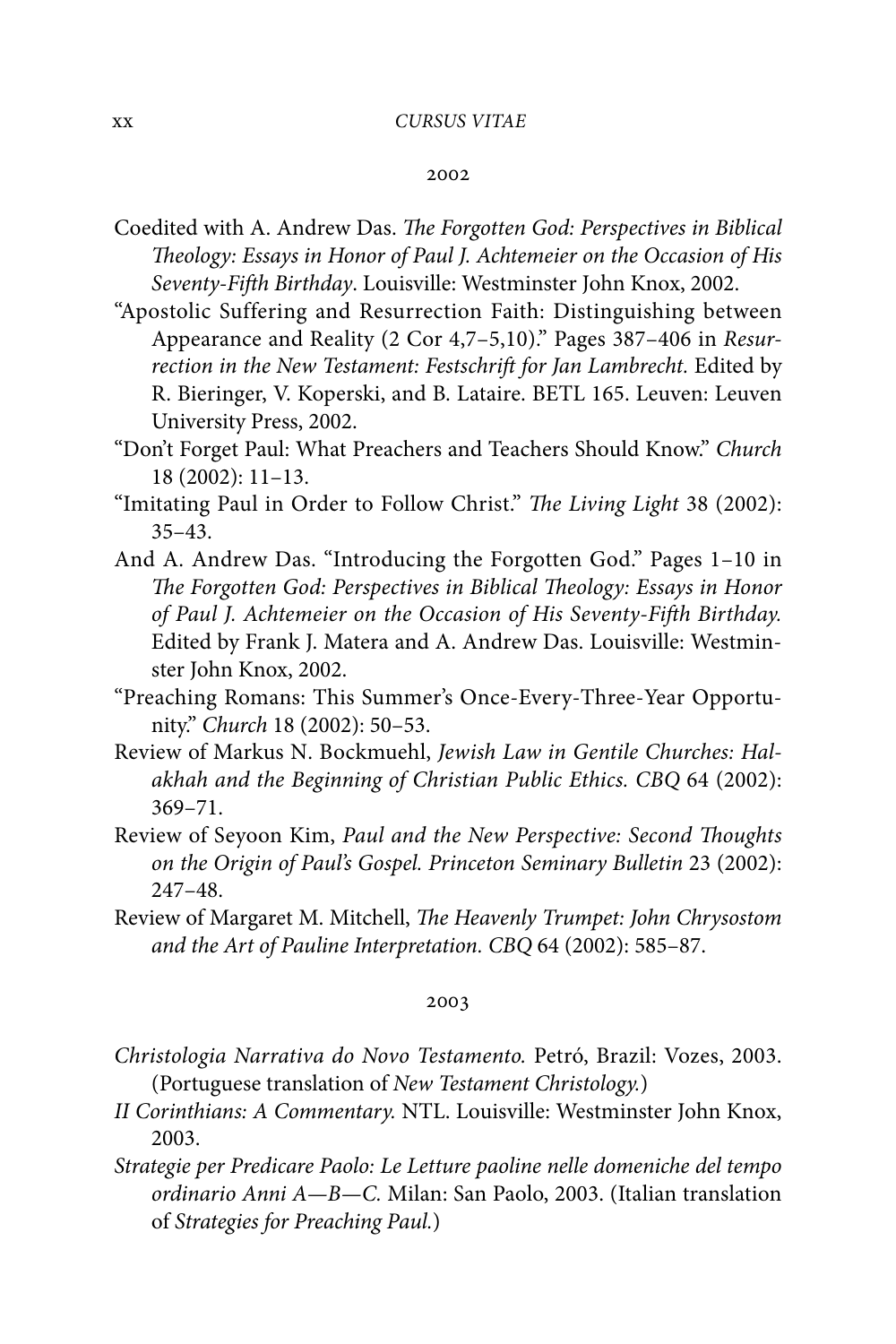## 2002

Coedited with A. Andrew Das. *The Forgotten God: Perspectives in Biblical Theology: Essays in Honor of Paul J. Achtemeier on the Occasion of His Seventy-Fifth Birthday*. Louisville: Westminster John Knox, 2002.

"Apostolic Suffering and Resurrection Faith: Distinguishing between Appearance and Reality (2 Cor 4,7–5,10)." Pages 387–406 in *Resurrection in the New Testament: Festschrift for Jan Lambrecht.* Edited by R. Bieringer, V. Koperski, and B. Lataire. BETL 165. Leuven: Leuven University Press, 2002.

"Don't Forget Paul: What Preachers and Teachers Should Know." *Church* 18 (2002): 11–13.

"Imitating Paul in Order to Follow Christ." *The Living Light* 38 (2002): 35–43.

And A. Andrew Das. "Introducing the Forgotten God." Pages 1–10 in *The Forgotten God: Perspectives in Biblical Theology: Essays in Honor of Paul J. Achtemeier on the Occasion of His Seventy-Fifth Birthday.* Edited by Frank J. Matera and A. Andrew Das. Louisville: Westminster John Knox, 2002.

"Preaching Romans: This Summer's Once-Every-Three-Year Opportunity." *Church* 18 (2002): 50–53.

Review of Markus N. Bockmuehl, *Jewish Law in Gentile Churches: Halakhah and the Beginning of Christian Public Ethics. CBQ* 64 (2002): 369–71.

Review of Seyoon Kim, *Paul and the New Perspective: Second Thoughts on the Origin of Paul's Gospel. Princeton Seminary Bulletin* 23 (2002): 247–48.

Review of Margaret M. Mitchell, *The Heavenly Trumpet: John Chrysostom and the Art of Pauline Interpretation. CBQ* 64 (2002): 585–87.

## 2003

*Christologia Narrativa do Novo Testamento.* Petró, Brazil: Vozes, 2003. (Portuguese translation of *New Testament Christology.*)

*II Corinthians: A Commentary.* NTL. Louisville: Westminster John Knox, 2003.

*Strategie per Predicare Paolo: Le Letture paoline nelle domeniche del tempo ordinario Anni A—B—C.* Milan: San Paolo, 2003. (Italian translation of *Strategies for Preaching Paul.*)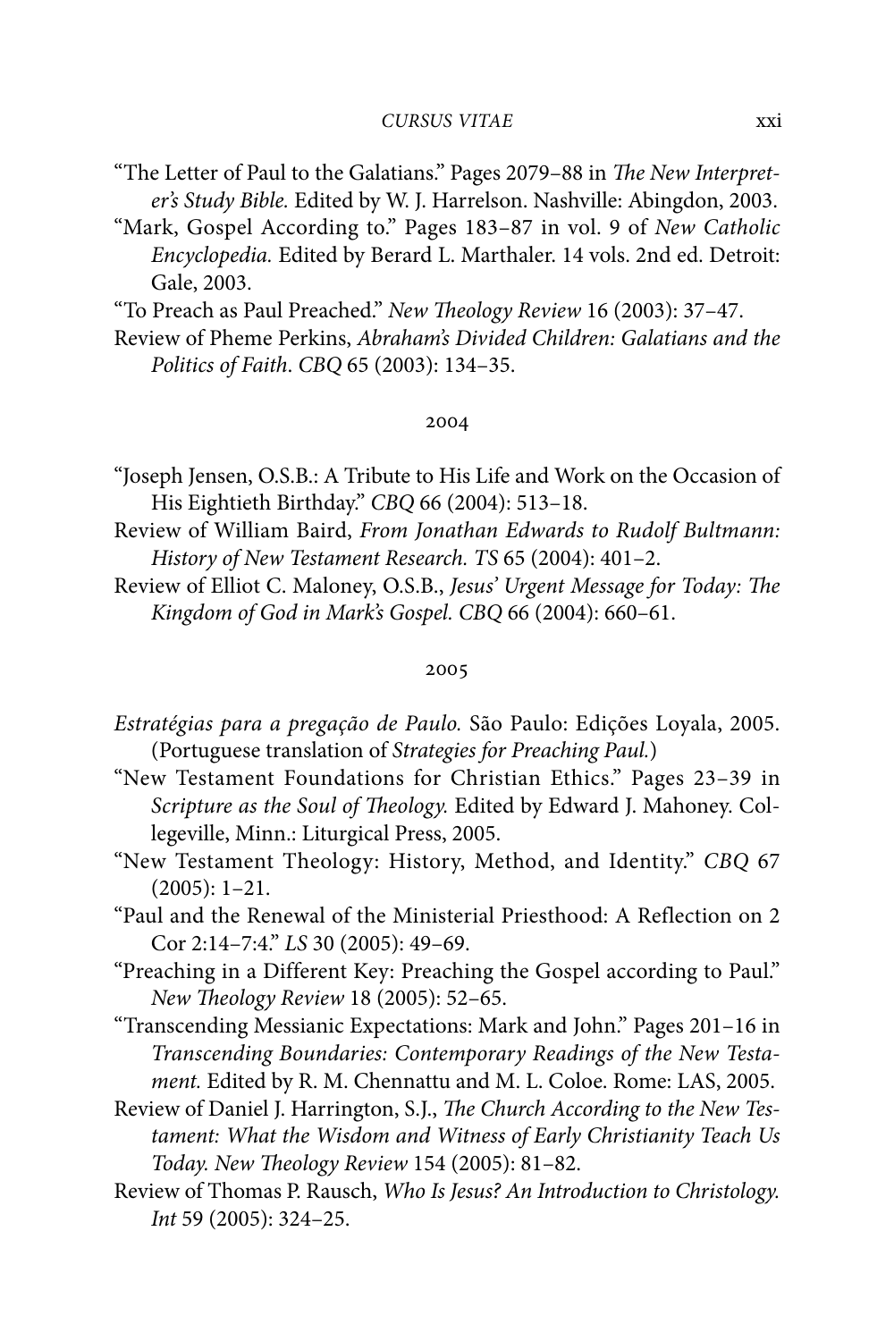"The Letter of Paul to the Galatians." Pages 2079–88 in *The New Interpreter's Study Bible.* Edited by W. J. Harrelson. Nashville: Abingdon, 2003.

"Mark, Gospel According to." Pages 183–87 in vol. 9 of *New Catholic Encyclopedia.* Edited by Berard L. Marthaler. 14 vols. 2nd ed. Detroit: Gale, 2003.

"To Preach as Paul Preached." *New Theology Review* 16 (2003): 37–47.

Review of Pheme Perkins, *Abraham's Divided Children: Galatians and the Politics of Faith*. *CBQ* 65 (2003): 134–35.

2004

"Joseph Jensen, O.S.B.: A Tribute to His Life and Work on the Occasion of His Eightieth Birthday." *CBQ* 66 (2004): 513–18.

Review of William Baird, *From Jonathan Edwards to Rudolf Bultmann: History of New Testament Research. TS* 65 (2004): 401–2.

Review of Elliot C. Maloney, O.S.B., *Jesus' Urgent Message for Today: The Kingdom of God in Mark's Gospel. CBQ* 66 (2004): 660–61.

2005

*Estratégias para a pregação de Paulo.* São Paulo: Edições Loyala, 2005. (Portuguese translation of *Strategies for Preaching Paul.*)

"New Testament Foundations for Christian Ethics." Pages 23–39 in *Scripture as the Soul of Theology.* Edited by Edward J. Mahoney. Collegeville, Minn.: Liturgical Press, 2005.

"New Testament Theology: History, Method, and Identity." *CBQ* 67 (2005): 1–21.

"Paul and the Renewal of the Ministerial Priesthood: A Reflection on 2 Cor 2:14–7:4." *LS* 30 (2005): 49–69.

"Preaching in a Different Key: Preaching the Gospel according to Paul." *New Theology Review* 18 (2005): 52–65.

"Transcending Messianic Expectations: Mark and John." Pages 201–16 in *Transcending Boundaries: Contemporary Readings of the New Testament.* Edited by R. M. Chennattu and M. L. Coloe. Rome: LAS, 2005.

Review of Daniel J. Harrington, S.J., *The Church According to the New Testament: What the Wisdom and Witness of Early Christianity Teach Us Today. New Theology Review* 154 (2005): 81–82.

Review of Thomas P. Rausch, *Who Is Jesus? An Introduction to Christology. Int* 59 (2005): 324–25.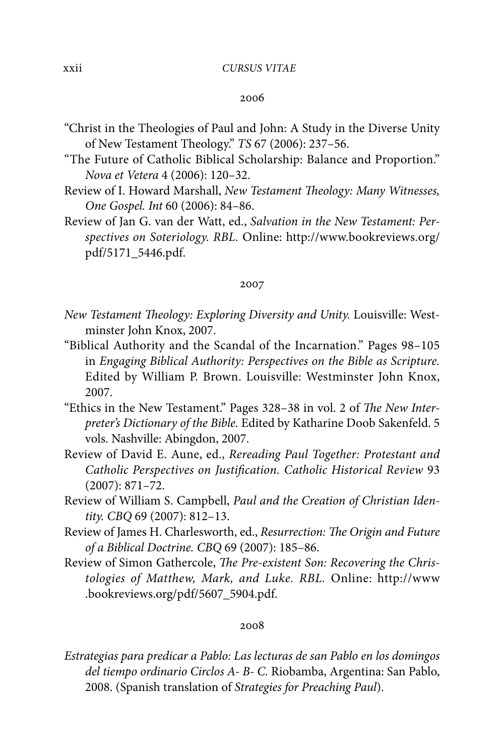## 2006

"Christ in the Theologies of Paul and John: A Study in the Diverse Unity of New Testament Theology." *TS* 67 (2006): 237–56.

"The Future of Catholic Biblical Scholarship: Balance and Proportion." *Nova et Vetera* 4 (2006): 120–32.

Review of I. Howard Marshall, *New Testament Theology: Many Witnesses, One Gospel. Int* 60 (2006): 84–86.

Review of Jan G. van der Watt, ed., *Salvation in the New Testament: Perspectives on Soteriology. RBL.* Online: http://www.bookreviews.org/pdf/5171_5446.pdf.

## 2007

*New Testament Theology: Exploring Diversity and Unity.* Louisville: Westminster John Knox, 2007.

"Biblical Authority and the Scandal of the Incarnation." Pages 98–105 in *Engaging Biblical Authority: Perspectives on the Bible as Scripture.* Edited by William P. Brown. Louisville: Westminster John Knox, 2007.

"Ethics in the New Testament." Pages 328–38 in vol. 2 of *The New Interpreter's Dictionary of the Bible.* Edited by Katharine Doob Sakenfeld. 5 vols. Nashville: Abingdon, 2007.

Review of David E. Aune, ed., *Rereading Paul Together: Protestant and Catholic Perspectives on Justification. Catholic Historical Review* 93 (2007): 871–72.

Review of William S. Campbell, *Paul and the Creation of Christian Identity. CBQ* 69 (2007): 812–13.

Review of James H. Charlesworth, ed., *Resurrection: The Origin and Future of a Biblical Doctrine. CBQ* 69 (2007): 185–86.

Review of Simon Gathercole, *The Pre-existent Son: Recovering the Christologies of Matthew, Mark, and Luke. RBL.* Online: http://www.bookreviews.org/pdf/5607_5904.pdf.

## 2008

*Estrategias para predicar a Pablo: Las lecturas de san Pablo en los domingos del tiempo ordinario Circlos A- B- C.* Riobamba, Argentina: San Pablo, 2008. (Spanish translation of *Strategies for Preaching Paul*).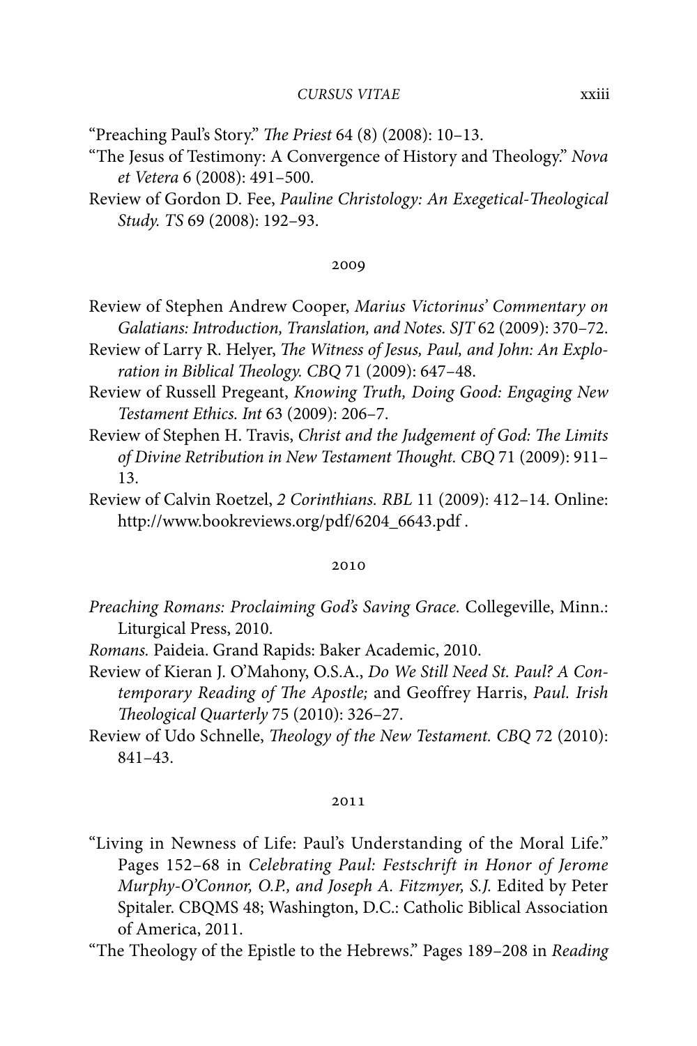"Preaching Paul's Story." *The Priest* 64 (8) (2008): 10–13.

"The Jesus of Testimony: A Convergence of History and Theology." *Nova et Vetera* 6 (2008): 491–500.

Review of Gordon D. Fee, *Pauline Christology: An Exegetical-Theological Study. TS* 69 (2008): 192–93.

### 2009

Review of Stephen Andrew Cooper, *Marius Victorinus' Commentary on Galatians: Introduction, Translation, and Notes. SJT* 62 (2009): 370–72.

Review of Larry R. Helyer, *The Witness of Jesus, Paul, and John: An Exploration in Biblical Theology. CBQ* 71 (2009): 647–48.

Review of Russell Pregeant, *Knowing Truth, Doing Good: Engaging New Testament Ethics. Int* 63 (2009): 206–7.

Review of Stephen H. Travis, *Christ and the Judgement of God: The Limits of Divine Retribution in New Testament Thought. CBQ* 71 (2009): 911–13.

Review of Calvin Roetzel, *2 Corinthians. RBL* 11 (2009): 412–14. Online: http://www.bookreviews.org/pdf/6204_6643.pdf .

### 2010

*Preaching Romans: Proclaiming God's Saving Grace.* Collegeville, Minn.: Liturgical Press, 2010.

*Romans.* Paideia. Grand Rapids: Baker Academic, 2010.

Review of Kieran J. O'Mahony, O.S.A., *Do We Still Need St. Paul? A Contemporary Reading of The Apostle;* and Geoffrey Harris, *Paul. Irish Theological Quarterly* 75 (2010): 326–27.

Review of Udo Schnelle, *Theology of the New Testament. CBQ* 72 (2010): 841–43.

### 2011

"Living in Newness of Life: Paul's Understanding of the Moral Life." Pages 152–68 in *Celebrating Paul: Festschrift in Honor of Jerome Murphy-O'Connor, O.P., and Joseph A. Fitzmyer, S.J.* Edited by Peter Spitaler. CBQMS 48; Washington, D.C.: Catholic Biblical Association of America, 2011.

"The Theology of the Epistle to the Hebrews." Pages 189–208 in *Reading*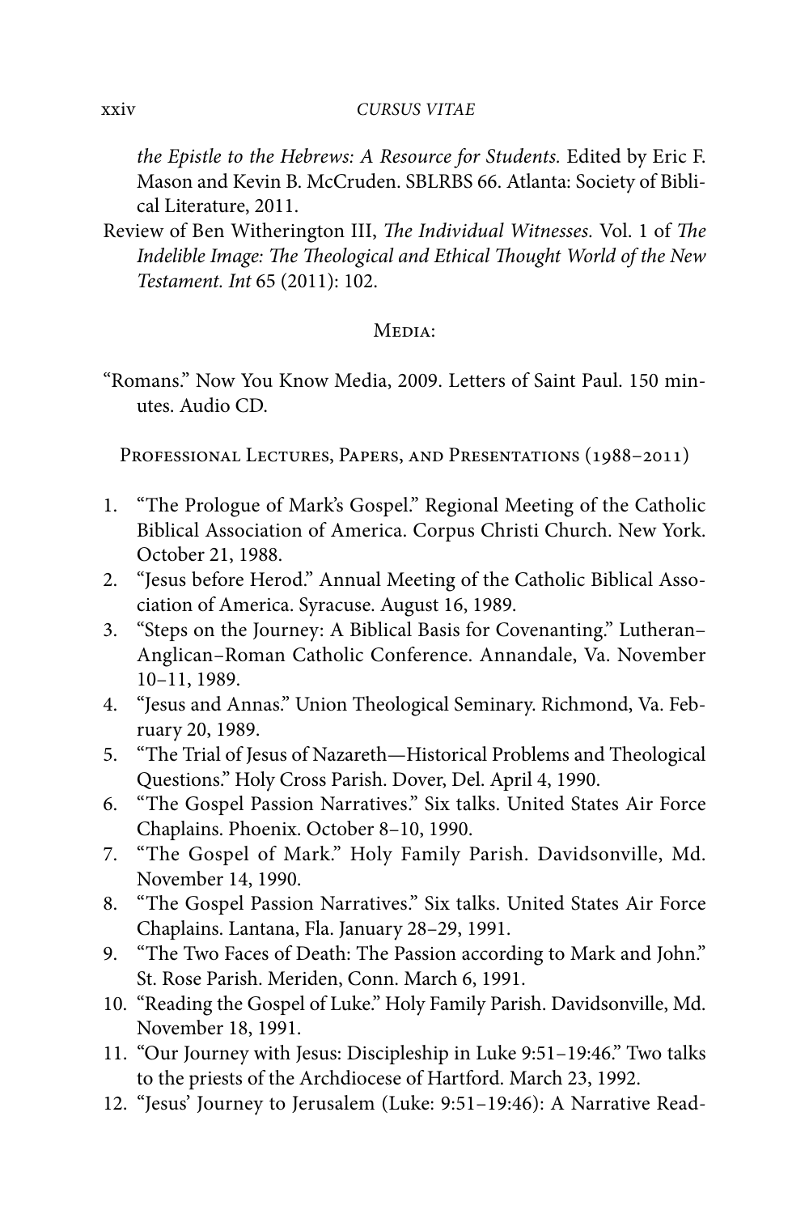*the Epistle to the Hebrews: A Resource for Students.* Edited by Eric F. Mason and Kevin B. McCruden. SBLRBS 66. Atlanta: Society of Biblical Literature, 2011.

Review of Ben Witherington III, *The Individual Witnesses.* Vol. 1 of *The Indelible Image: The Theological and Ethical Thought World of the New Testament. Int* 65 (2011): 102.

### Media:

"Romans." Now You Know Media, 2009. Letters of Saint Paul. 150 minutes. Audio CD.

### Professional Lectures, Papers, and Presentations (1988–2011)

1. "The Prologue of Mark's Gospel." Regional Meeting of the Catholic Biblical Association of America. Corpus Christi Church. New York. October 21, 1988.
2. "Jesus before Herod." Annual Meeting of the Catholic Biblical Association of America. Syracuse. August 16, 1989.
3. "Steps on the Journey: A Biblical Basis for Covenanting." Lutheran–Anglican–Roman Catholic Conference. Annandale, Va. November 10–11, 1989.
4. "Jesus and Annas." Union Theological Seminary. Richmond, Va. February 20, 1989.
5. "The Trial of Jesus of Nazareth—Historical Problems and Theological Questions." Holy Cross Parish. Dover, Del. April 4, 1990.
6. "The Gospel Passion Narratives." Six talks. United States Air Force Chaplains. Phoenix. October 8–10, 1990.
7. "The Gospel of Mark." Holy Family Parish. Davidsonville, Md. November 14, 1990.
8. "The Gospel Passion Narratives." Six talks. United States Air Force Chaplains. Lantana, Fla. January 28–29, 1991.
9. "The Two Faces of Death: The Passion according to Mark and John." St. Rose Parish. Meriden, Conn. March 6, 1991.
10. "Reading the Gospel of Luke." Holy Family Parish. Davidsonville, Md. November 18, 1991.
11. "Our Journey with Jesus: Discipleship in Luke 9:51–19:46." Two talks to the priests of the Archdiocese of Hartford. March 23, 1992.
12. "Jesus' Journey to Jerusalem (Luke: 9:51–19:46): A Narrative Read-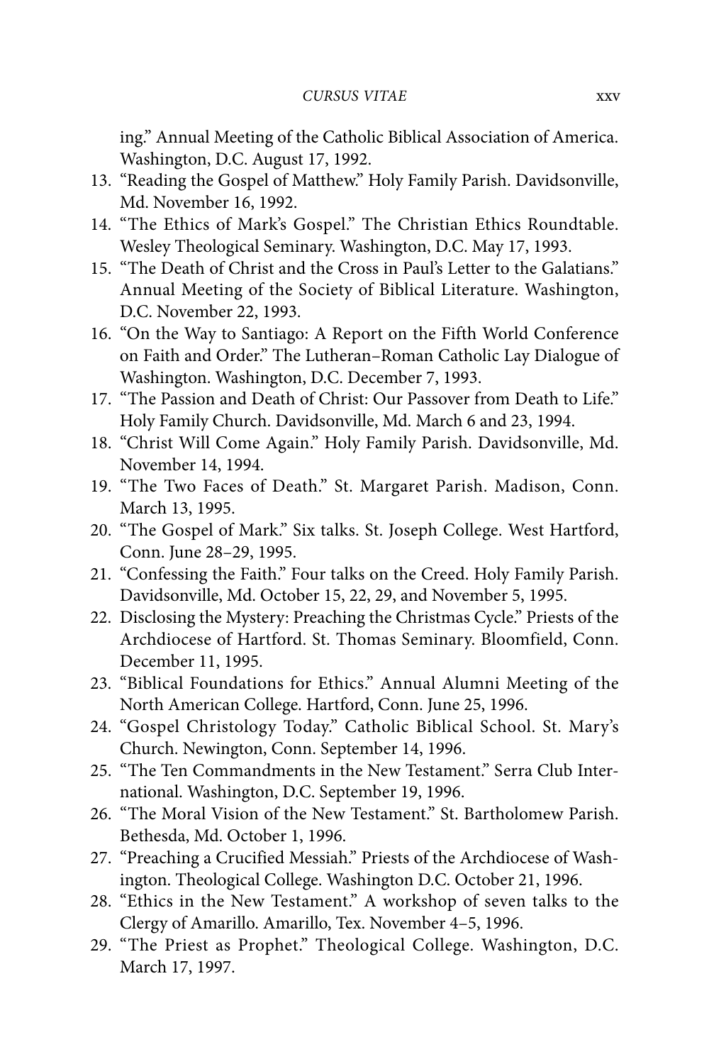ing." Annual Meeting of the Catholic Biblical Association of America. Washington, D.C. August 17, 1992.

13. "Reading the Gospel of Matthew." Holy Family Parish. Davidsonville, Md. November 16, 1992.
14. "The Ethics of Mark's Gospel." The Christian Ethics Roundtable. Wesley Theological Seminary. Washington, D.C. May 17, 1993.
15. "The Death of Christ and the Cross in Paul's Letter to the Galatians." Annual Meeting of the Society of Biblical Literature. Washington, D.C. November 22, 1993.
16. "On the Way to Santiago: A Report on the Fifth World Conference on Faith and Order." The Lutheran–Roman Catholic Lay Dialogue of Washington. Washington, D.C. December 7, 1993.
17. "The Passion and Death of Christ: Our Passover from Death to Life." Holy Family Church. Davidsonville, Md. March 6 and 23, 1994.
18. "Christ Will Come Again." Holy Family Parish. Davidsonville, Md. November 14, 1994.
19. "The Two Faces of Death." St. Margaret Parish. Madison, Conn. March 13, 1995.
20. "The Gospel of Mark." Six talks. St. Joseph College. West Hartford, Conn. June 28–29, 1995.
21. "Confessing the Faith." Four talks on the Creed. Holy Family Parish. Davidsonville, Md. October 15, 22, 29, and November 5, 1995.
22. Disclosing the Mystery: Preaching the Christmas Cycle." Priests of the Archdiocese of Hartford. St. Thomas Seminary. Bloomfield, Conn. December 11, 1995.
23. "Biblical Foundations for Ethics." Annual Alumni Meeting of the North American College. Hartford, Conn. June 25, 1996.
24. "Gospel Christology Today." Catholic Biblical School. St. Mary's Church. Newington, Conn. September 14, 1996.
25. "The Ten Commandments in the New Testament." Serra Club International. Washington, D.C. September 19, 1996.
26. "The Moral Vision of the New Testament." St. Bartholomew Parish. Bethesda, Md. October 1, 1996.
27. "Preaching a Crucified Messiah." Priests of the Archdiocese of Washington. Theological College. Washington D.C. October 21, 1996.
28. "Ethics in the New Testament." A workshop of seven talks to the Clergy of Amarillo. Amarillo, Tex. November 4–5, 1996.
29. "The Priest as Prophet." Theological College. Washington, D.C. March 17, 1997.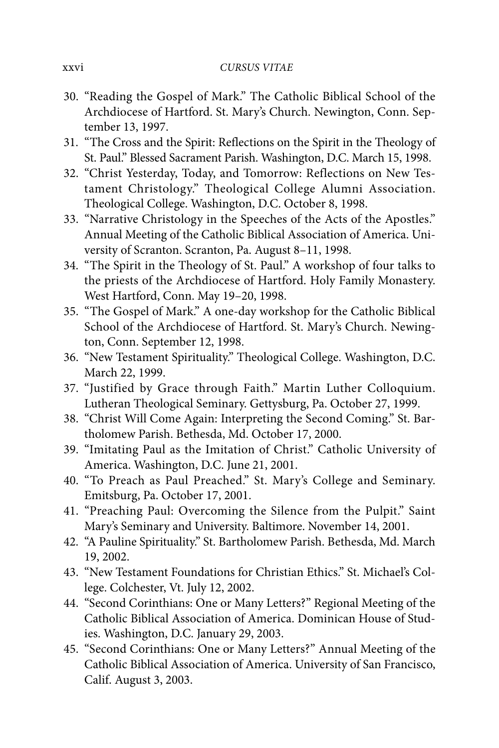30. "Reading the Gospel of Mark." The Catholic Biblical School of the Archdiocese of Hartford. St. Mary's Church. Newington, Conn. September 13, 1997.
31. "The Cross and the Spirit: Reflections on the Spirit in the Theology of St. Paul." Blessed Sacrament Parish. Washington, D.C. March 15, 1998.
32. "Christ Yesterday, Today, and Tomorrow: Reflections on New Testament Christology." Theological College Alumni Association. Theological College. Washington, D.C. October 8, 1998.
33. "Narrative Christology in the Speeches of the Acts of the Apostles." Annual Meeting of the Catholic Biblical Association of America. University of Scranton. Scranton, Pa. August 8–11, 1998.
34. "The Spirit in the Theology of St. Paul." A workshop of four talks to the priests of the Archdiocese of Hartford. Holy Family Monastery. West Hartford, Conn. May 19–20, 1998.
35. "The Gospel of Mark." A one-day workshop for the Catholic Biblical School of the Archdiocese of Hartford. St. Mary's Church. Newington, Conn. September 12, 1998.
36. "New Testament Spirituality." Theological College. Washington, D.C. March 22, 1999.
37. "Justified by Grace through Faith." Martin Luther Colloquium. Lutheran Theological Seminary. Gettysburg, Pa. October 27, 1999.
38. "Christ Will Come Again: Interpreting the Second Coming." St. Bartholomew Parish. Bethesda, Md. October 17, 2000.
39. "Imitating Paul as the Imitation of Christ." Catholic University of America. Washington, D.C. June 21, 2001.
40. "To Preach as Paul Preached." St. Mary's College and Seminary. Emitsburg, Pa. October 17, 2001.
41. "Preaching Paul: Overcoming the Silence from the Pulpit." Saint Mary's Seminary and University. Baltimore. November 14, 2001.
42. "A Pauline Spirituality." St. Bartholomew Parish. Bethesda, Md. March 19, 2002.
43. "New Testament Foundations for Christian Ethics." St. Michael's College. Colchester, Vt. July 12, 2002.
44. "Second Corinthians: One or Many Letters?" Regional Meeting of the Catholic Biblical Association of America. Dominican House of Studies. Washington, D.C. January 29, 2003.
45. "Second Corinthians: One or Many Letters?" Annual Meeting of the Catholic Biblical Association of America. University of San Francisco, Calif. August 3, 2003.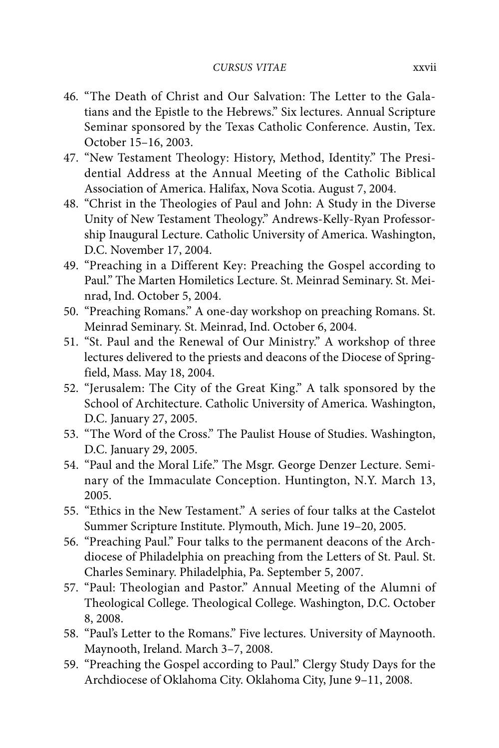46. "The Death of Christ and Our Salvation: The Letter to the Galatians and the Epistle to the Hebrews." Six lectures. Annual Scripture Seminar sponsored by the Texas Catholic Conference. Austin, Tex. October 15–16, 2003.
47. "New Testament Theology: History, Method, Identity." The Presidential Address at the Annual Meeting of the Catholic Biblical Association of America. Halifax, Nova Scotia. August 7, 2004.
48. "Christ in the Theologies of Paul and John: A Study in the Diverse Unity of New Testament Theology." Andrews-Kelly-Ryan Professorship Inaugural Lecture. Catholic University of America. Washington, D.C. November 17, 2004.
49. "Preaching in a Different Key: Preaching the Gospel according to Paul." The Marten Homiletics Lecture. St. Meinrad Seminary. St. Meinrad, Ind. October 5, 2004.
50. "Preaching Romans." A one-day workshop on preaching Romans. St. Meinrad Seminary. St. Meinrad, Ind. October 6, 2004.
51. "St. Paul and the Renewal of Our Ministry." A workshop of three lectures delivered to the priests and deacons of the Diocese of Springfield, Mass. May 18, 2004.
52. "Jerusalem: The City of the Great King." A talk sponsored by the School of Architecture. Catholic University of America. Washington, D.C. January 27, 2005.
53. "The Word of the Cross." The Paulist House of Studies. Washington, D.C. January 29, 2005.
54. "Paul and the Moral Life." The Msgr. George Denzer Lecture. Seminary of the Immaculate Conception. Huntington, N.Y. March 13, 2005.
55. "Ethics in the New Testament." A series of four talks at the Castelot Summer Scripture Institute. Plymouth, Mich. June 19–20, 2005.
56. "Preaching Paul." Four talks to the permanent deacons of the Archdiocese of Philadelphia on preaching from the Letters of St. Paul. St. Charles Seminary. Philadelphia, Pa. September 5, 2007.
57. "Paul: Theologian and Pastor." Annual Meeting of the Alumni of Theological College. Theological College. Washington, D.C. October 8, 2008.
58. "Paul's Letter to the Romans." Five lectures. University of Maynooth. Maynooth, Ireland. March 3–7, 2008.
59. "Preaching the Gospel according to Paul." Clergy Study Days for the Archdiocese of Oklahoma City. Oklahoma City, June 9–11, 2008.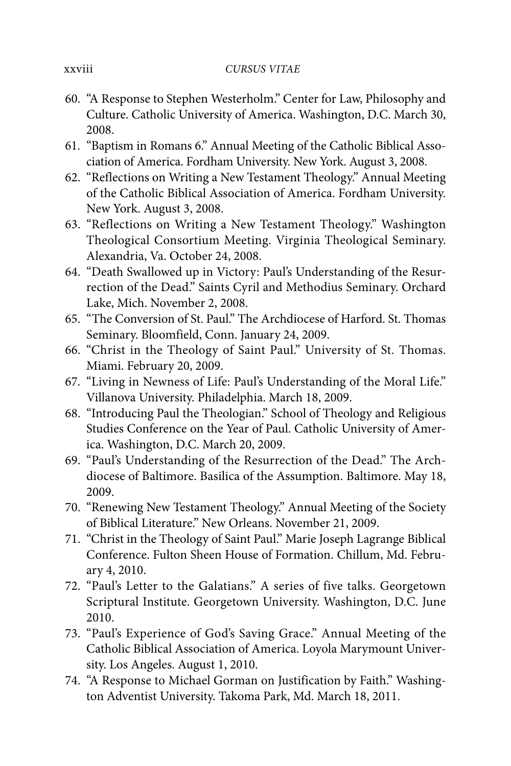60. "A Response to Stephen Westerholm." Center for Law, Philosophy and Culture. Catholic University of America. Washington, D.C. March 30, 2008.
61. "Baptism in Romans 6." Annual Meeting of the Catholic Biblical Association of America. Fordham University. New York. August 3, 2008.
62. "Reflections on Writing a New Testament Theology." Annual Meeting of the Catholic Biblical Association of America. Fordham University. New York. August 3, 2008.
63. "Reflections on Writing a New Testament Theology." Washington Theological Consortium Meeting. Virginia Theological Seminary. Alexandria, Va. October 24, 2008.
64. "Death Swallowed up in Victory: Paul's Understanding of the Resurrection of the Dead." Saints Cyril and Methodius Seminary. Orchard Lake, Mich. November 2, 2008.
65. "The Conversion of St. Paul." The Archdiocese of Harford. St. Thomas Seminary. Bloomfield, Conn. January 24, 2009.
66. "Christ in the Theology of Saint Paul." University of St. Thomas. Miami. February 20, 2009.
67. "Living in Newness of Life: Paul's Understanding of the Moral Life." Villanova University. Philadelphia. March 18, 2009.
68. "Introducing Paul the Theologian." School of Theology and Religious Studies Conference on the Year of Paul. Catholic University of America. Washington, D.C. March 20, 2009.
69. "Paul's Understanding of the Resurrection of the Dead." The Archdiocese of Baltimore. Basilica of the Assumption. Baltimore. May 18, 2009.
70. "Renewing New Testament Theology." Annual Meeting of the Society of Biblical Literature." New Orleans. November 21, 2009.
71. "Christ in the Theology of Saint Paul." Marie Joseph Lagrange Biblical Conference. Fulton Sheen House of Formation. Chillum, Md. February 4, 2010.
72. "Paul's Letter to the Galatians." A series of five talks. Georgetown Scriptural Institute. Georgetown University. Washington, D.C. June 2010.
73. "Paul's Experience of God's Saving Grace." Annual Meeting of the Catholic Biblical Association of America. Loyola Marymount University. Los Angeles. August 1, 2010.
74. "A Response to Michael Gorman on Justification by Faith." Washington Adventist University. Takoma Park, Md. March 18, 2011.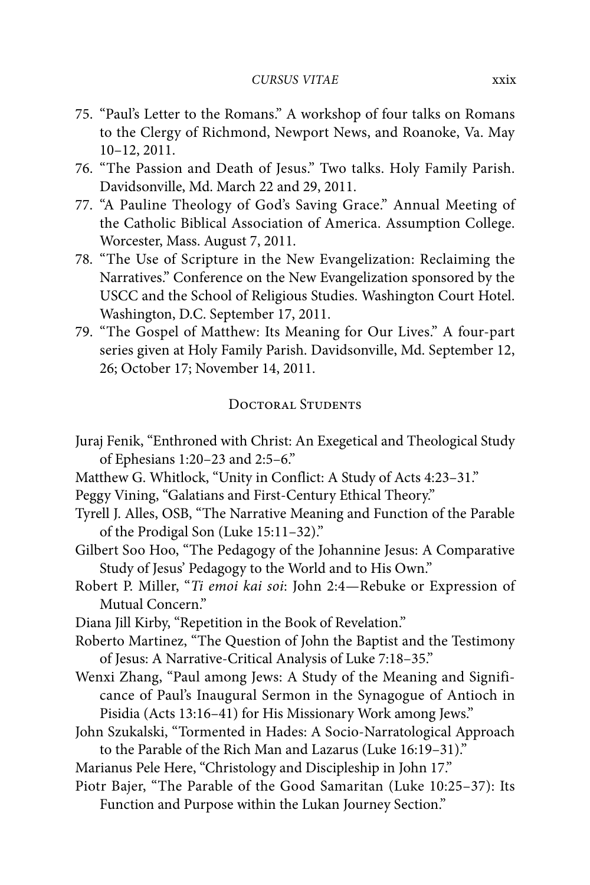75. "Paul's Letter to the Romans." A workshop of four talks on Romans to the Clergy of Richmond, Newport News, and Roanoke, Va. May 10–12, 2011.
76. "The Passion and Death of Jesus." Two talks. Holy Family Parish. Davidsonville, Md. March 22 and 29, 2011.
77. "A Pauline Theology of God's Saving Grace." Annual Meeting of the Catholic Biblical Association of America. Assumption College. Worcester, Mass. August 7, 2011.
78. "The Use of Scripture in the New Evangelization: Reclaiming the Narratives." Conference on the New Evangelization sponsored by the USCC and the School of Religious Studies. Washington Court Hotel. Washington, D.C. September 17, 2011.
79. "The Gospel of Matthew: Its Meaning for Our Lives." A four-part series given at Holy Family Parish. Davidsonville, Md. September 12, 26; October 17; November 14, 2011.

## Doctoral Students

Juraj Fenik, "Enthroned with Christ: An Exegetical and Theological Study of Ephesians 1:20–23 and 2:5–6."

Matthew G. Whitlock, "Unity in Conflict: A Study of Acts 4:23–31."

Peggy Vining, "Galatians and First-Century Ethical Theory."

Tyrell J. Alles, OSB, "The Narrative Meaning and Function of the Parable of the Prodigal Son (Luke 15:11–32)."

Gilbert Soo Hoo, "The Pedagogy of the Johannine Jesus: A Comparative Study of Jesus' Pedagogy to the World and to His Own."

Robert P. Miller, "*Ti emoi kai soi*: John 2:4—Rebuke or Expression of Mutual Concern."

Diana Jill Kirby, "Repetition in the Book of Revelation."

Roberto Martinez, "The Question of John the Baptist and the Testimony of Jesus: A Narrative-Critical Analysis of Luke 7:18–35."

Wenxi Zhang, "Paul among Jews: A Study of the Meaning and Significance of Paul's Inaugural Sermon in the Synagogue of Antioch in Pisidia (Acts 13:16–41) for His Missionary Work among Jews."

John Szukalski, "Tormented in Hades: A Socio-Narratological Approach to the Parable of the Rich Man and Lazarus (Luke 16:19–31)."

Marianus Pele Here, "Christology and Discipleship in John 17."

Piotr Bajer, "The Parable of the Good Samaritan (Luke 10:25–37): Its Function and Purpose within the Lukan Journey Section."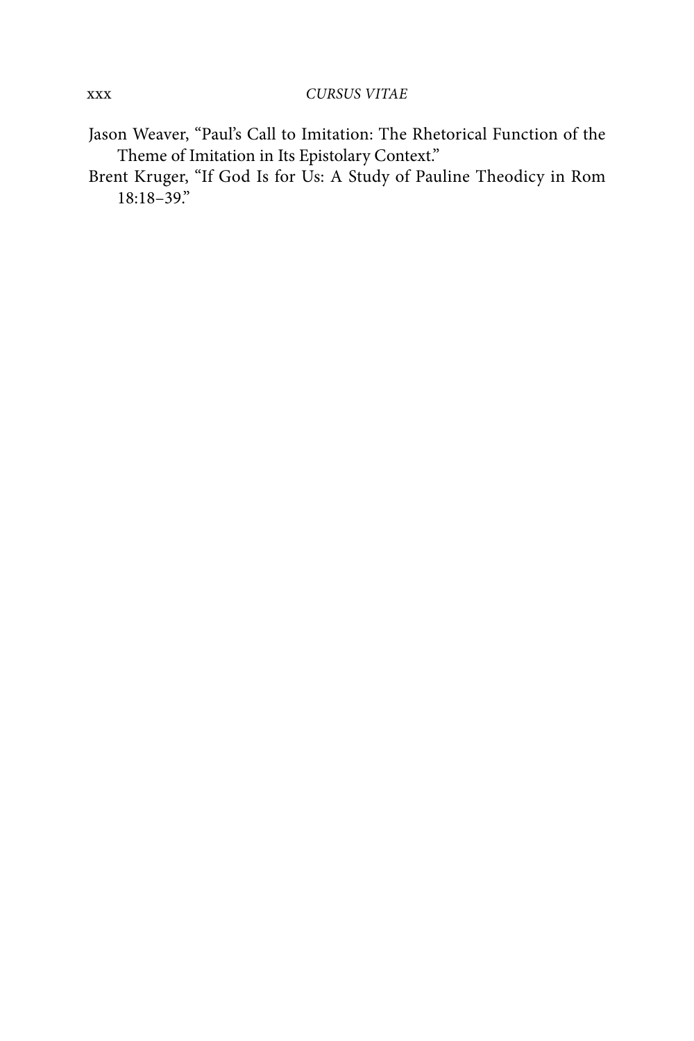Jason Weaver, "Paul's Call to Imitation: The Rhetorical Function of the Theme of Imitation in Its Epistolary Context."

Brent Kruger, "If God Is for Us: A Study of Pauline Theodicy in Rom 18:18–39."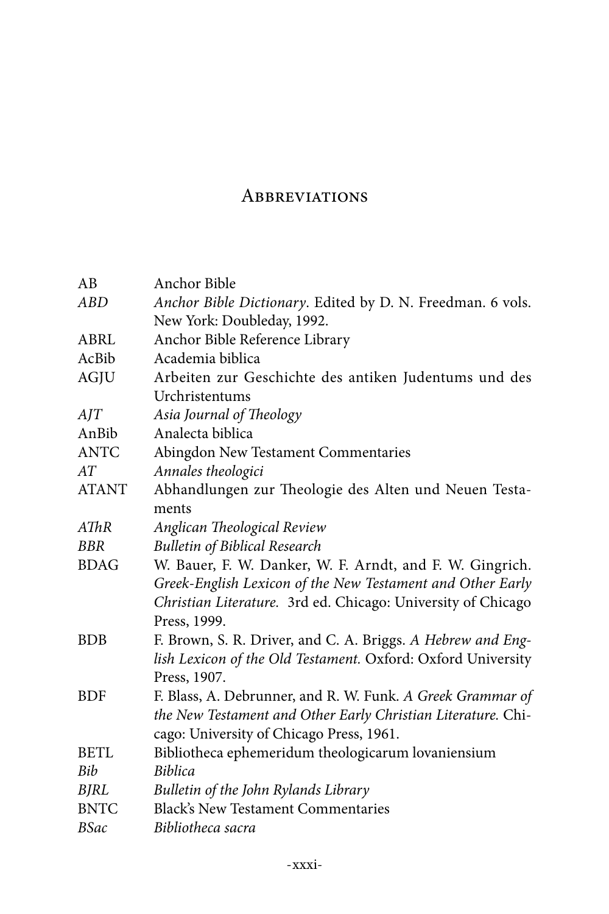# Abbreviations

| | |
|---|---|
| AB | Anchor Bible |
| *ABD* | *Anchor Bible Dictionary*. Edited by D. N. Freedman. 6 vols. New York: Doubleday, 1992. |
| ABRL | Anchor Bible Reference Library |
| AcBib | Academia biblica |
| AGJU | Arbeiten zur Geschichte des antiken Judentums und des Urchristentums |
| *AJT* | *Asia Journal of Theology* |
| AnBib | Analecta biblica |
| ANTC | Abingdon New Testament Commentaries |
| *AT* | *Annales theologici* |
| ATANT | Abhandlungen zur Theologie des Alten und Neuen Testaments |
| *AThR* | *Anglican Theological Review* |
| *BBR* | *Bulletin of Biblical Research* |
| BDAG | W. Bauer, F. W. Danker, W. F. Arndt, and F. W. Gingrich. *Greek-English Lexicon of the New Testament and Other Early Christian Literature.* 3rd ed. Chicago: University of Chicago Press, 1999. |
| BDB | F. Brown, S. R. Driver, and C. A. Briggs. *A Hebrew and English Lexicon of the Old Testament.* Oxford: Oxford University Press, 1907. |
| BDF | F. Blass, A. Debrunner, and R. W. Funk. *A Greek Grammar of the New Testament and Other Early Christian Literature.* Chicago: University of Chicago Press, 1961. |
| BETL | Bibliotheca ephemeridum theologicarum lovaniensium |
| *Bib* | *Biblica* |
| *BJRL* | *Bulletin of the John Rylands Library* |
| BNTC | Black's New Testament Commentaries |
| *BSac* | *Bibliotheca sacra* |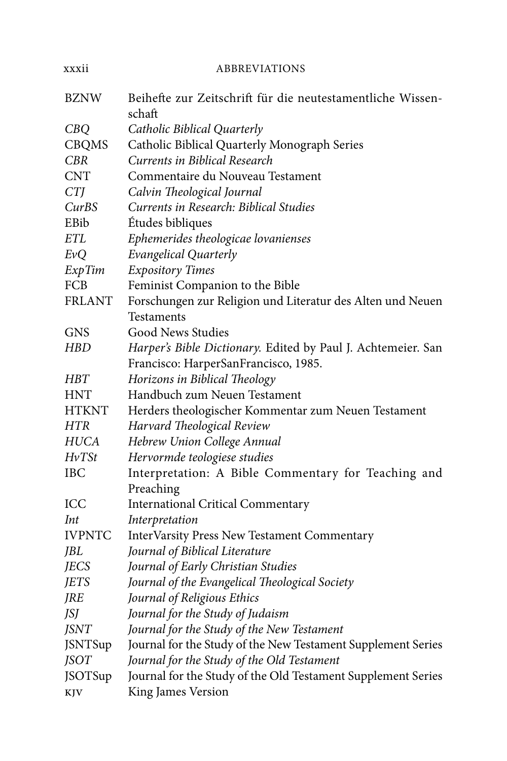| | |
|---|---|
| BZNW | Beihefte zur Zeitschrift für die neutestamentliche Wissenschaft |
| *CBQ* | *Catholic Biblical Quarterly* |
| CBQMS | Catholic Biblical Quarterly Monograph Series |
| *CBR* | *Currents in Biblical Research* |
| CNT | Commentaire du Nouveau Testament |
| *CTJ* | *Calvin Theological Journal* |
| *CurBS* | *Currents in Research: Biblical Studies* |
| EBib | Études bibliques |
| *ETL* | *Ephemerides theologicae lovanienses* |
| *EvQ* | *Evangelical Quarterly* |
| *ExpTim* | *Expository Times* |
| FCB | Feminist Companion to the Bible |
| FRLANT | Forschungen zur Religion und Literatur des Alten und Neuen Testaments |
| GNS | Good News Studies |
| *HBD* | *Harper's Bible Dictionary.* Edited by Paul J. Achtemeier. San Francisco: HarperSanFrancisco, 1985. |
| *HBT* | *Horizons in Biblical Theology* |
| HNT | Handbuch zum Neuen Testament |
| HTKNT | Herders theologischer Kommentar zum Neuen Testament |
| *HTR* | *Harvard Theological Review* |
| *HUCA* | *Hebrew Union College Annual* |
| *HvTSt* | *Hervormde teologiese studies* |
| IBC | Interpretation: A Bible Commentary for Teaching and Preaching |
| ICC | International Critical Commentary |
| *Int* | *Interpretation* |
| IVPNTC | InterVarsity Press New Testament Commentary |
| *JBL* | *Journal of Biblical Literature* |
| *JECS* | *Journal of Early Christian Studies* |
| *JETS* | *Journal of the Evangelical Theological Society* |
| *JRE* | *Journal of Religious Ethics* |
| *JSJ* | *Journal for the Study of Judaism* |
| *JSNT* | *Journal for the Study of the New Testament* |
| JSNTSup | Journal for the Study of the New Testament Supplement Series |
| *JSOT* | *Journal for the Study of the Old Testament* |
| JSOTSup | Journal for the Study of the Old Testament Supplement Series |
| KJV | King James Version |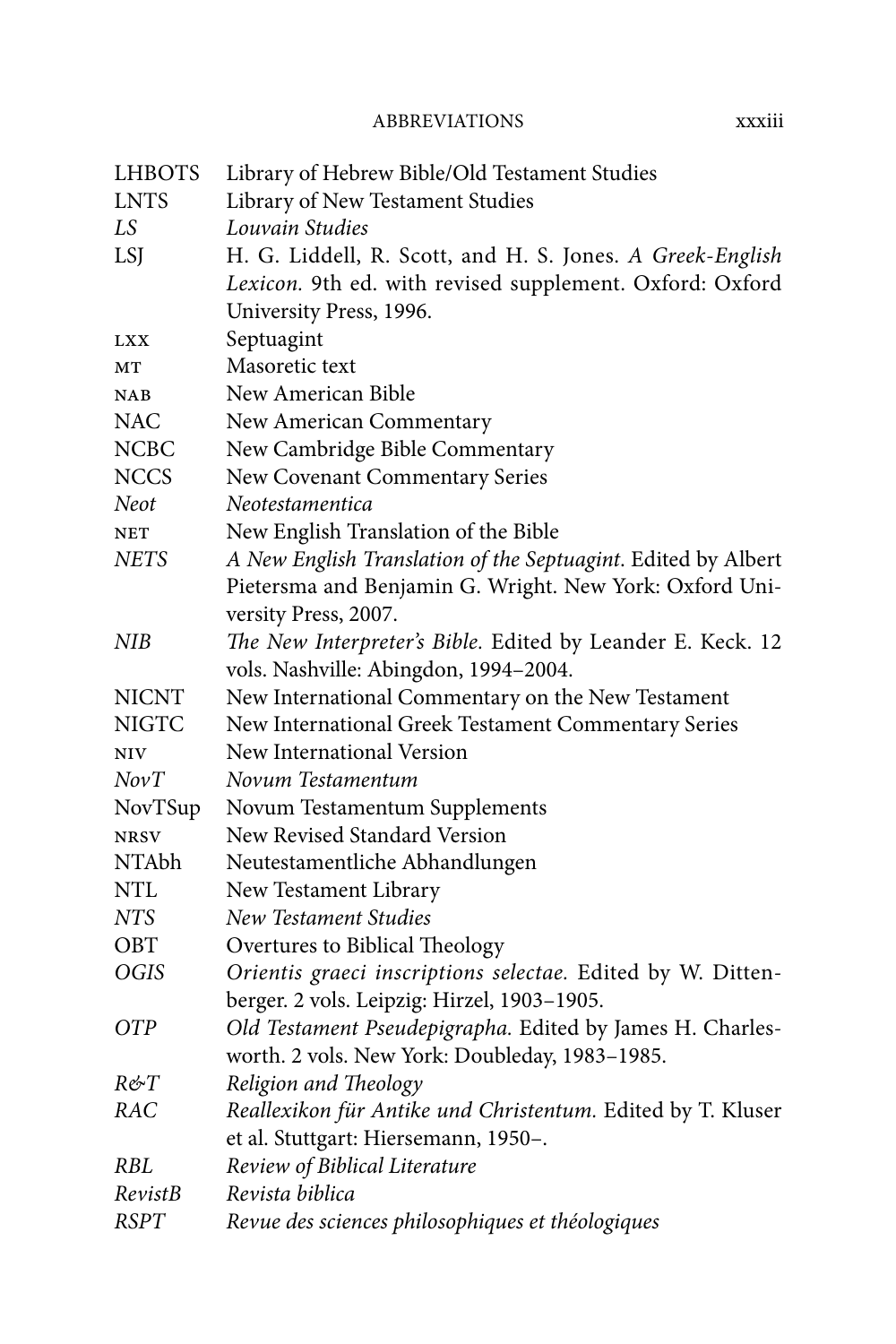| | |
|---|---|
| LHBOTS | Library of Hebrew Bible/Old Testament Studies |
| LNTS | Library of New Testament Studies |
| *LS* | *Louvain Studies* |
| LSJ | H. G. Liddell, R. Scott, and H. S. Jones. *A Greek-English Lexicon*. 9th ed. with revised supplement. Oxford: Oxford University Press, 1996. |
| LXX | Septuagint |
| MT | Masoretic text |
| NAB | New American Bible |
| NAC | New American Commentary |
| NCBC | New Cambridge Bible Commentary |
| NCCS | New Covenant Commentary Series |
| *Neot* | *Neotestamentica* |
| NET | New English Translation of the Bible |
| *NETS* | *A New English Translation of the Septuagint*. Edited by Albert Pietersma and Benjamin G. Wright. New York: Oxford University Press, 2007. |
| *NIB* | *The New Interpreter's Bible.* Edited by Leander E. Keck. 12 vols. Nashville: Abingdon, 1994–2004. |
| NICNT | New International Commentary on the New Testament |
| NIGTC | New International Greek Testament Commentary Series |
| NIV | New International Version |
| *NovT* | *Novum Testamentum* |
| NovTSup | Novum Testamentum Supplements |
| NRSV | New Revised Standard Version |
| NTAbh | Neutestamentliche Abhandlungen |
| NTL | New Testament Library |
| *NTS* | *New Testament Studies* |
| OBT | Overtures to Biblical Theology |
| *OGIS* | *Orientis graeci inscriptions selectae.* Edited by W. Dittenberger. 2 vols. Leipzig: Hirzel, 1903–1905. |
| *OTP* | *Old Testament Pseudepigrapha.* Edited by James H. Charlesworth. 2 vols. New York: Doubleday, 1983–1985. |
| *R&T* | *Religion and Theology* |
| *RAC* | *Reallexikon für Antike und Christentum.* Edited by T. Kluser et al. Stuttgart: Hiersemann, 1950–. |
| *RBL* | *Review of Biblical Literature* |
| *RevistB* | *Revista biblica* |
| *RSPT* | *Revue des sciences philosophiques et théologiques* |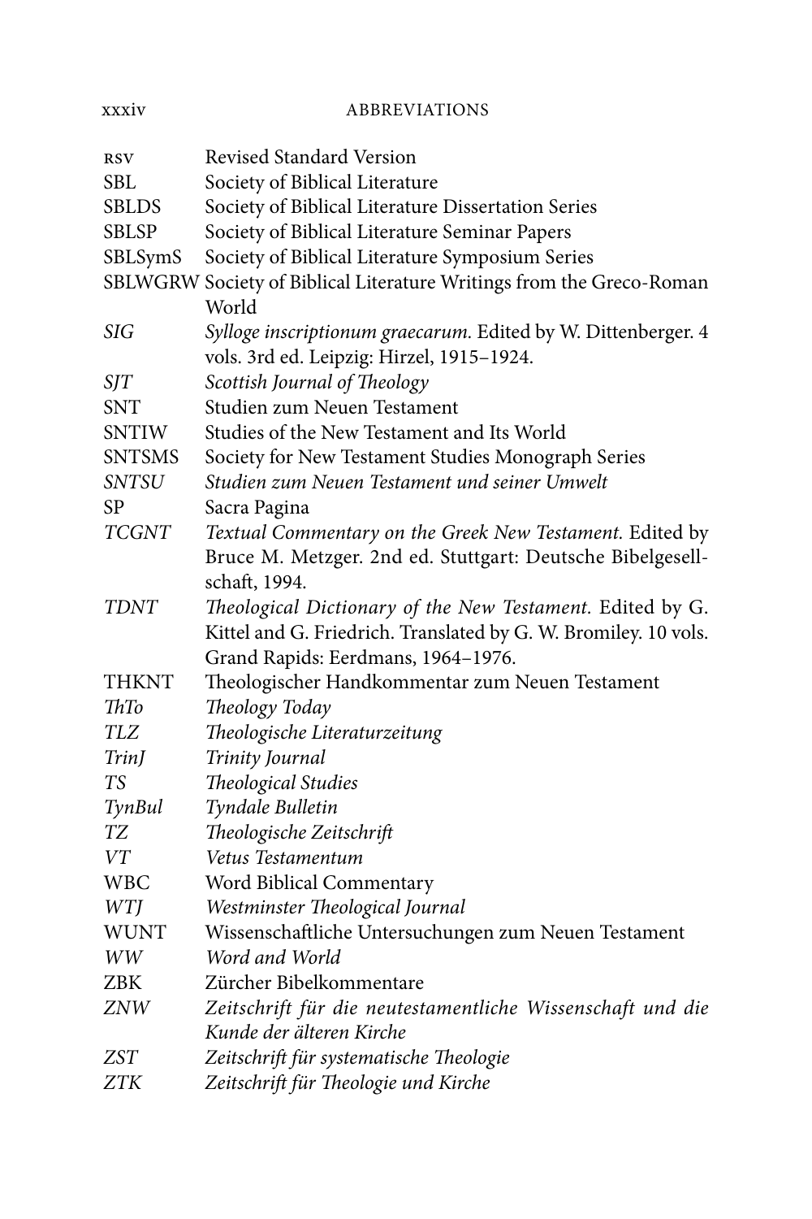| | |
|---|---|
| RSV | Revised Standard Version |
| SBL | Society of Biblical Literature |
| SBLDS | Society of Biblical Literature Dissertation Series |
| SBLSP | Society of Biblical Literature Seminar Papers |
| SBLSymS | Society of Biblical Literature Symposium Series |
| SBLWGRW | Society of Biblical Literature Writings from the Greco-Roman World |
| *SIG* | *Sylloge inscriptionum graecarum.* Edited by W. Dittenberger. 4 vols. 3rd ed. Leipzig: Hirzel, 1915–1924. |
| *SJT* | *Scottish Journal of Theology* |
| SNT | Studien zum Neuen Testament |
| SNTIW | Studies of the New Testament and Its World |
| SNTSMS | Society for New Testament Studies Monograph Series |
| *SNTSU* | *Studien zum Neuen Testament und seiner Umwelt* |
| SP | Sacra Pagina |
| *TCGNT* | *Textual Commentary on the Greek New Testament.* Edited by Bruce M. Metzger. 2nd ed. Stuttgart: Deutsche Bibelgesellschaft, 1994. |
| *TDNT* | *Theological Dictionary of the New Testament.* Edited by G. Kittel and G. Friedrich. Translated by G. W. Bromiley. 10 vols. Grand Rapids: Eerdmans, 1964–1976. |
| THKNT | Theologischer Handkommentar zum Neuen Testament |
| *ThTo* | *Theology Today* |
| *TLZ* | *Theologische Literaturzeitung* |
| *TrinJ* | *Trinity Journal* |
| *TS* | *Theological Studies* |
| *TynBul* | *Tyndale Bulletin* |
| *TZ* | *Theologische Zeitschrift* |
| *VT* | *Vetus Testamentum* |
| WBC | Word Biblical Commentary |
| *WTJ* | *Westminster Theological Journal* |
| WUNT | Wissenschaftliche Untersuchungen zum Neuen Testament |
| *WW* | *Word and World* |
| ZBK | Zürcher Bibelkommentare |
| *ZNW* | *Zeitschrift für die neutestamentliche Wissenschaft und die Kunde der älteren Kirche* |
| *ZST* | *Zeitschrift für systematische Theologie* |
| *ZTK* | *Zeitschrift für Theologie und Kirche* |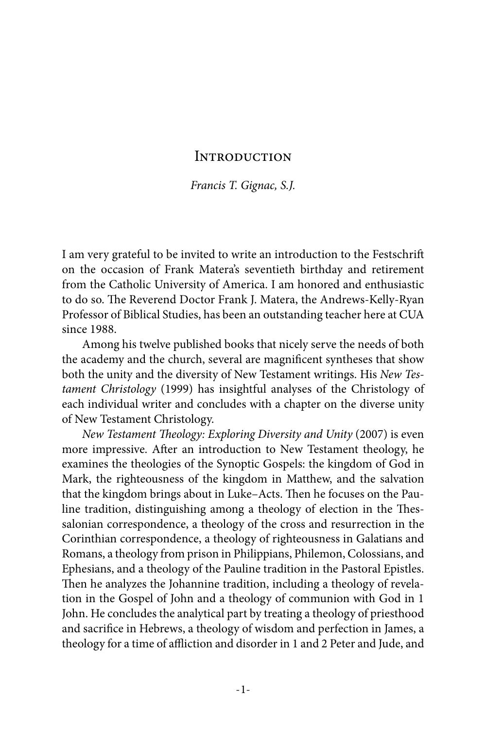# Introduction

*Francis T. Gignac, S.J.*

I am very grateful to be invited to write an introduction to the Festschrift on the occasion of Frank Matera's seventieth birthday and retirement from the Catholic University of America. I am honored and enthusiastic to do so. The Reverend Doctor Frank J. Matera, the Andrews-Kelly-Ryan Professor of Biblical Studies, has been an outstanding teacher here at CUA since 1988.

Among his twelve published books that nicely serve the needs of both the academy and the church, several are magnificent syntheses that show both the unity and the diversity of New Testament writings. His *New Testament Christology* (1999) has insightful analyses of the Christology of each individual writer and concludes with a chapter on the diverse unity of New Testament Christology.

*New Testament Theology: Exploring Diversity and Unity* (2007) is even more impressive. After an introduction to New Testament theology, he examines the theologies of the Synoptic Gospels: the kingdom of God in Mark, the righteousness of the kingdom in Matthew, and the salvation that the kingdom brings about in Luke–Acts. Then he focuses on the Pauline tradition, distinguishing among a theology of election in the Thessalonian correspondence, a theology of the cross and resurrection in the Corinthian correspondence, a theology of righteousness in Galatians and Romans, a theology from prison in Philippians, Philemon, Colossians, and Ephesians, and a theology of the Pauline tradition in the Pastoral Epistles. Then he analyzes the Johannine tradition, including a theology of revelation in the Gospel of John and a theology of communion with God in 1 John. He concludes the analytical part by treating a theology of priesthood and sacrifice in Hebrews, a theology of wisdom and perfection in James, a theology for a time of affliction and disorder in 1 and 2 Peter and Jude, and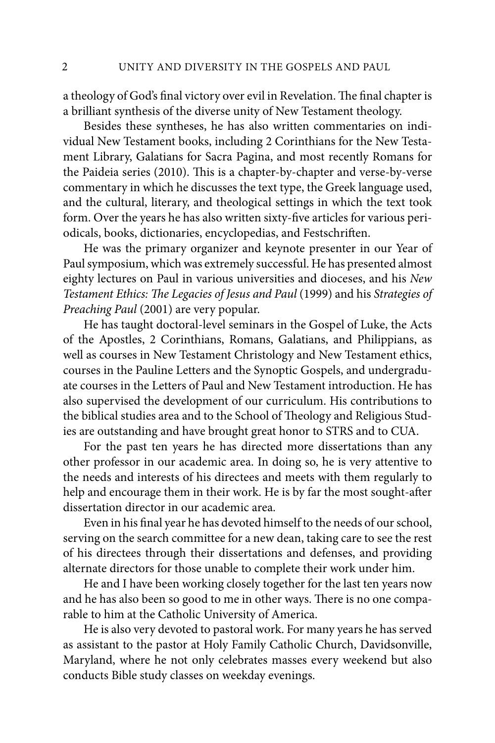a theology of God's final victory over evil in Revelation. The final chapter is a brilliant synthesis of the diverse unity of New Testament theology.

Besides these syntheses, he has also written commentaries on individual New Testament books, including 2 Corinthians for the New Testament Library, Galatians for Sacra Pagina, and most recently Romans for the Paideia series (2010). This is a chapter-by-chapter and verse-by-verse commentary in which he discusses the text type, the Greek language used, and the cultural, literary, and theological settings in which the text took form. Over the years he has also written sixty-five articles for various periodicals, books, dictionaries, encyclopedias, and Festschriften.

He was the primary organizer and keynote presenter in our Year of Paul symposium, which was extremely successful. He has presented almost eighty lectures on Paul in various universities and dioceses, and his *New Testament Ethics: The Legacies of Jesus and Paul* (1999) and his *Strategies of Preaching Paul* (2001) are very popular.

He has taught doctoral-level seminars in the Gospel of Luke, the Acts of the Apostles, 2 Corinthians, Romans, Galatians, and Philippians, as well as courses in New Testament Christology and New Testament ethics, courses in the Pauline Letters and the Synoptic Gospels, and undergraduate courses in the Letters of Paul and New Testament introduction. He has also supervised the development of our curriculum. His contributions to the biblical studies area and to the School of Theology and Religious Studies are outstanding and have brought great honor to STRS and to CUA.

For the past ten years he has directed more dissertations than any other professor in our academic area. In doing so, he is very attentive to the needs and interests of his directees and meets with them regularly to help and encourage them in their work. He is by far the most sought-after dissertation director in our academic area.

Even in his final year he has devoted himself to the needs of our school, serving on the search committee for a new dean, taking care to see the rest of his directees through their dissertations and defenses, and providing alternate directors for those unable to complete their work under him.

He and I have been working closely together for the last ten years now and he has also been so good to me in other ways. There is no one comparable to him at the Catholic University of America.

He is also very devoted to pastoral work. For many years he has served as assistant to the pastor at Holy Family Catholic Church, Davidsonville, Maryland, where he not only celebrates masses every weekend but also conducts Bible study classes on weekday evenings.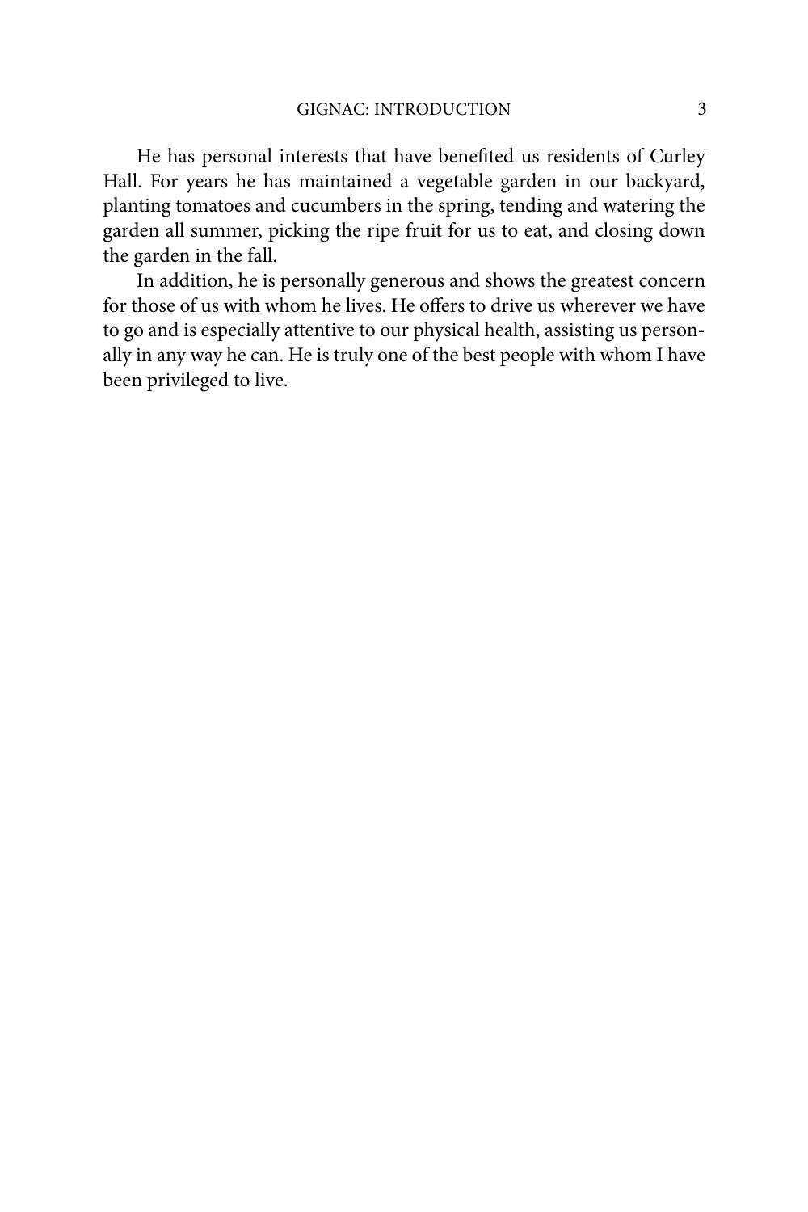He has personal interests that have benefited us residents of Curley Hall. For years he has maintained a vegetable garden in our backyard, planting tomatoes and cucumbers in the spring, tending and watering the garden all summer, picking the ripe fruit for us to eat, and closing down the garden in the fall.

In addition, he is personally generous and shows the greatest concern for those of us with whom he lives. He offers to drive us wherever we have to go and is especially attentive to our physical health, assisting us personally in any way he can. He is truly one of the best people with whom I have been privileged to live.